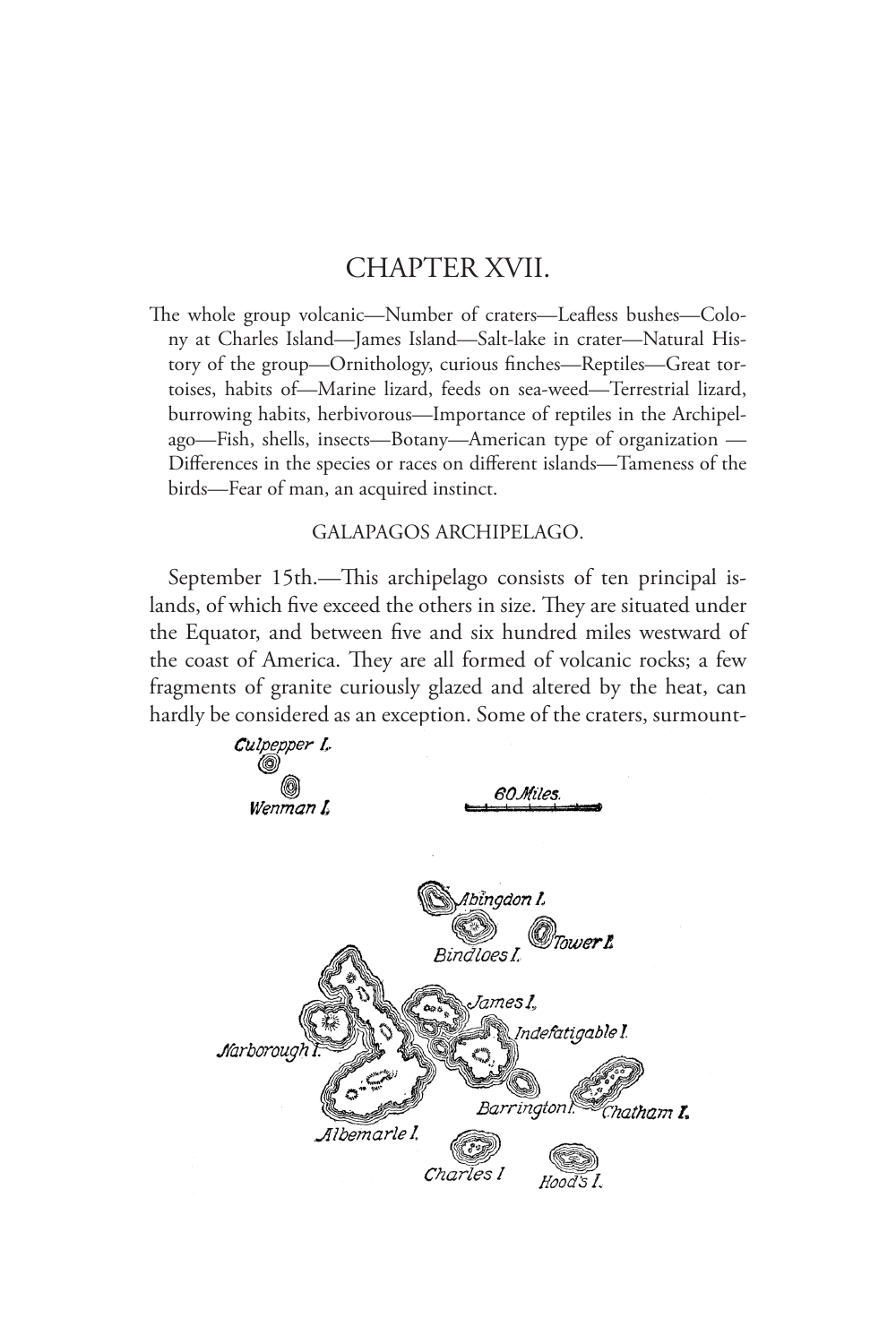# CHAPTER XVII.

The whole group volcanic—Number of craters—Leafless bushes—Colony at Charles Island—James Island—Salt-lake in crater—Natural History of the group—Ornithology, curious finches—Reptiles—Great tortoises, habits of—Marine lizard, feeds on sea-weed—Terrestrial lizard, burrowing habits, herbivorous—Importance of reptiles in the Archipelago—Fish, shells, insects—Botany—American type of organization — Differences in the species or races on different islands—Tameness of the birds—Fear of man, an acquired instinct.

## GALAPAGOS ARCHIPELAGO.

September 15th.—This archipelago consists of ten principal islands, of which five exceed the others in size. They are situated under the Equator, and between five and six hundred miles westward of the coast of America. They are all formed of volcanic rocks; a few fragments of granite curiously glazed and altered by the heat, can hardly be considered as an exception. Some of the craters, surmount-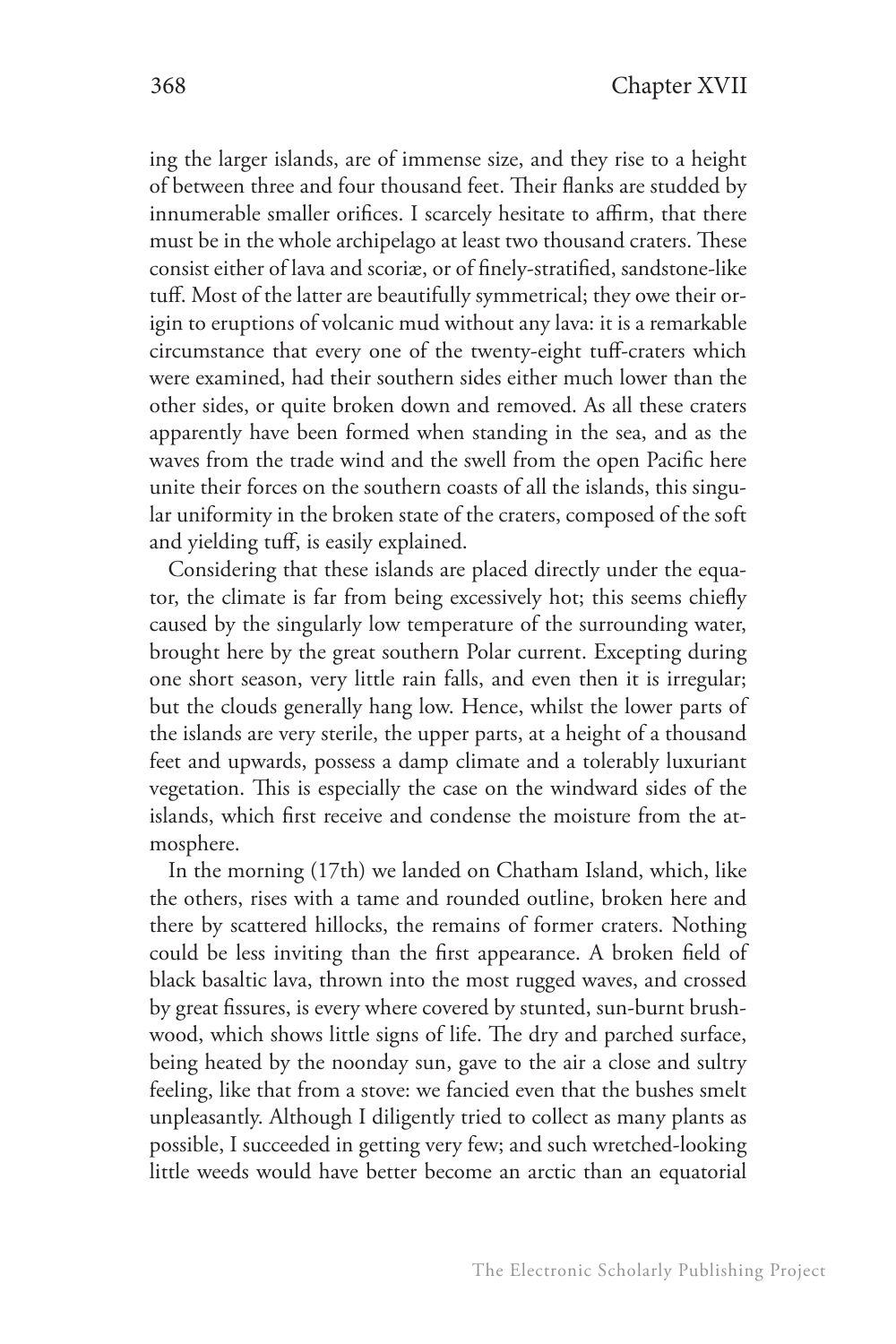ing the larger islands, are of immense size, and they rise to a height of between three and four thousand feet. Their flanks are studded by innumerable smaller orifices. I scarcely hesitate to affirm, that there must be in the whole archipelago at least two thousand craters. These consist either of lava and scoriæ, or of finely-stratified, sandstone-like tuff. Most of the latter are beautifully symmetrical; they owe their origin to eruptions of volcanic mud without any lava: it is a remarkable circumstance that every one of the twenty-eight tuff-craters which were examined, had their southern sides either much lower than the other sides, or quite broken down and removed. As all these craters apparently have been formed when standing in the sea, and as the waves from the trade wind and the swell from the open Pacific here unite their forces on the southern coasts of all the islands, this singular uniformity in the broken state of the craters, composed of the soft and yielding tuff, is easily explained.

Considering that these islands are placed directly under the equator, the climate is far from being excessively hot; this seems chiefly caused by the singularly low temperature of the surrounding water, brought here by the great southern Polar current. Excepting during one short season, very little rain falls, and even then it is irregular; but the clouds generally hang low. Hence, whilst the lower parts of the islands are very sterile, the upper parts, at a height of a thousand feet and upwards, possess a damp climate and a tolerably luxuriant vegetation. This is especially the case on the windward sides of the islands, which first receive and condense the moisture from the atmosphere.

In the morning (17th) we landed on Chatham Island, which, like the others, rises with a tame and rounded outline, broken here and there by scattered hillocks, the remains of former craters. Nothing could be less inviting than the first appearance. A broken field of black basaltic lava, thrown into the most rugged waves, and crossed by great fissures, is every where covered by stunted, sun-burnt brushwood, which shows little signs of life. The dry and parched surface, being heated by the noonday sun, gave to the air a close and sultry feeling, like that from a stove: we fancied even that the bushes smelt unpleasantly. Although I diligently tried to collect as many plants as possible, I succeeded in getting very few; and such wretched-looking little weeds would have better become an arctic than an equatorial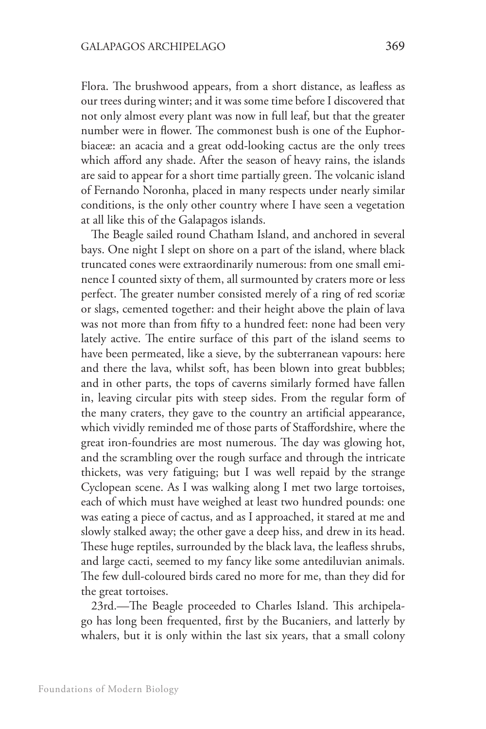Flora. The brushwood appears, from a short distance, as leafless as our trees during winter; and it was some time before I discovered that not only almost every plant was now in full leaf, but that the greater number were in flower. The commonest bush is one of the Euphorbiaceæ: an acacia and a great odd-looking cactus are the only trees which afford any shade. After the season of heavy rains, the islands are said to appear for a short time partially green. The volcanic island of Fernando Noronha, placed in many respects under nearly similar conditions, is the only other country where I have seen a vegetation at all like this of the Galapagos islands.

The Beagle sailed round Chatham Island, and anchored in several bays. One night I slept on shore on a part of the island, where black truncated cones were extraordinarily numerous: from one small eminence I counted sixty of them, all surmounted by craters more or less perfect. The greater number consisted merely of a ring of red scoriæ or slags, cemented together: and their height above the plain of lava was not more than from fifty to a hundred feet: none had been very lately active. The entire surface of this part of the island seems to have been permeated, like a sieve, by the subterranean vapours: here and there the lava, whilst soft, has been blown into great bubbles; and in other parts, the tops of caverns similarly formed have fallen in, leaving circular pits with steep sides. From the regular form of the many craters, they gave to the country an artificial appearance, which vividly reminded me of those parts of Staffordshire, where the great iron-foundries are most numerous. The day was glowing hot, and the scrambling over the rough surface and through the intricate thickets, was very fatiguing; but I was well repaid by the strange Cyclopean scene. As I was walking along I met two large tortoises, each of which must have weighed at least two hundred pounds: one was eating a piece of cactus, and as I approached, it stared at me and slowly stalked away; the other gave a deep hiss, and drew in its head. These huge reptiles, surrounded by the black lava, the leafless shrubs, and large cacti, seemed to my fancy like some antediluvian animals. The few dull-coloured birds cared no more for me, than they did for the great tortoises.

23rd.—The Beagle proceeded to Charles Island. This archipelago has long been frequented, first by the Bucaniers, and latterly by whalers, but it is only within the last six years, that a small colony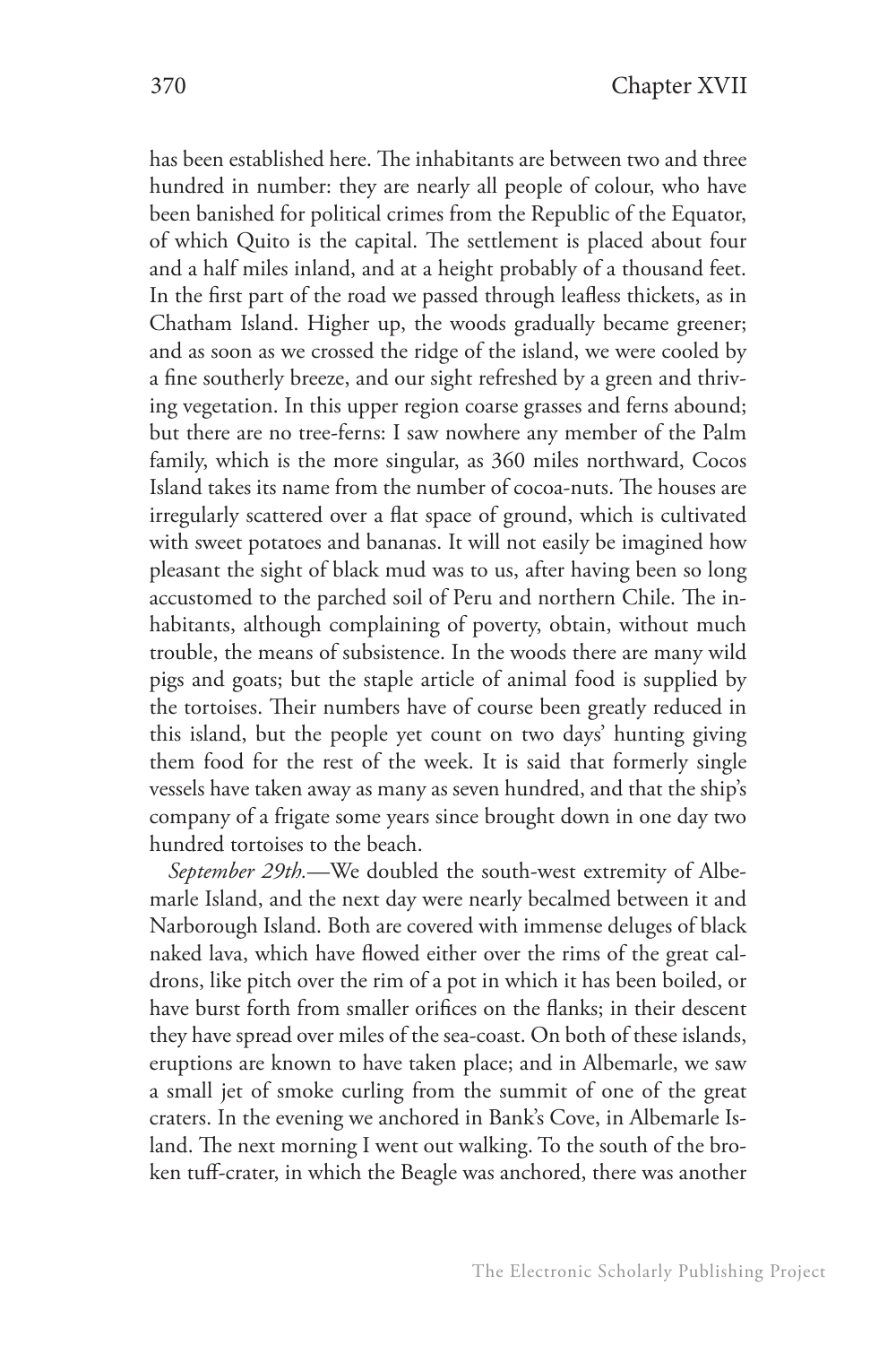has been established here. The inhabitants are between two and three hundred in number: they are nearly all people of colour, who have been banished for political crimes from the Republic of the Equator, of which Quito is the capital. The settlement is placed about four and a half miles inland, and at a height probably of a thousand feet. In the first part of the road we passed through leafless thickets, as in Chatham Island. Higher up, the woods gradually became greener; and as soon as we crossed the ridge of the island, we were cooled by a fine southerly breeze, and our sight refreshed by a green and thriving vegetation. In this upper region coarse grasses and ferns abound; but there are no tree-ferns: I saw nowhere any member of the Palm family, which is the more singular, as 360 miles northward, Cocos Island takes its name from the number of cocoa-nuts. The houses are irregularly scattered over a flat space of ground, which is cultivated with sweet potatoes and bananas. It will not easily be imagined how pleasant the sight of black mud was to us, after having been so long accustomed to the parched soil of Peru and northern Chile. The inhabitants, although complaining of poverty, obtain, without much trouble, the means of subsistence. In the woods there are many wild pigs and goats; but the staple article of animal food is supplied by the tortoises. Their numbers have of course been greatly reduced in this island, but the people yet count on two days' hunting giving them food for the rest of the week. It is said that formerly single vessels have taken away as many as seven hundred, and that the ship's company of a frigate some years since brought down in one day two hundred tortoises to the beach.

*September 29th.*—We doubled the south-west extremity of Albemarle Island, and the next day were nearly becalmed between it and Narborough Island. Both are covered with immense deluges of black naked lava, which have flowed either over the rims of the great caldrons, like pitch over the rim of a pot in which it has been boiled, or have burst forth from smaller orifices on the flanks; in their descent they have spread over miles of the sea-coast. On both of these islands, eruptions are known to have taken place; and in Albemarle, we saw a small jet of smoke curling from the summit of one of the great craters. In the evening we anchored in Bank's Cove, in Albemarle Island. The next morning I went out walking. To the south of the broken tuff-crater, in which the Beagle was anchored, there was another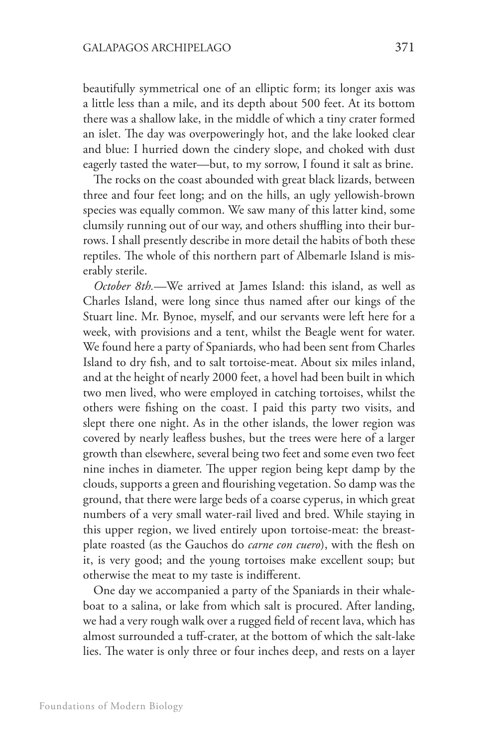beautifully symmetrical one of an elliptic form; its longer axis was a little less than a mile, and its depth about 500 feet. At its bottom there was a shallow lake, in the middle of which a tiny crater formed an islet. The day was overpoweringly hot, and the lake looked clear and blue: I hurried down the cindery slope, and choked with dust eagerly tasted the water—but, to my sorrow, I found it salt as brine.

The rocks on the coast abounded with great black lizards, between three and four feet long; and on the hills, an ugly yellowish-brown species was equally common. We saw many of this latter kind, some clumsily running out of our way, and others shuffling into their burrows. I shall presently describe in more detail the habits of both these reptiles. The whole of this northern part of Albemarle Island is miserably sterile.

*October 8th.*—We arrived at James Island: this island, as well as Charles Island, were long since thus named after our kings of the Stuart line. Mr. Bynoe, myself, and our servants were left here for a week, with provisions and a tent, whilst the Beagle went for water. We found here a party of Spaniards, who had been sent from Charles Island to dry fish, and to salt tortoise-meat. About six miles inland, and at the height of nearly 2000 feet, a hovel had been built in which two men lived, who were employed in catching tortoises, whilst the others were fishing on the coast. I paid this party two visits, and slept there one night. As in the other islands, the lower region was covered by nearly leafless bushes, but the trees were here of a larger growth than elsewhere, several being two feet and some even two feet nine inches in diameter. The upper region being kept damp by the clouds, supports a green and flourishing vegetation. So damp was the ground, that there were large beds of a coarse cyperus, in which great numbers of a very small water-rail lived and bred. While staying in this upper region, we lived entirely upon tortoise-meat: the breastplate roasted (as the Gauchos do *carne con cuero*), with the flesh on it, is very good; and the young tortoises make excellent soup; but otherwise the meat to my taste is indifferent.

One day we accompanied a party of the Spaniards in their whale-boat to a salina, or lake from which salt is procured. After landing, we had a very rough walk over a rugged field of recent lava, which has almost surrounded a tuff-crater, at the bottom of which the salt-lake lies. The water is only three or four inches deep, and rests on a layer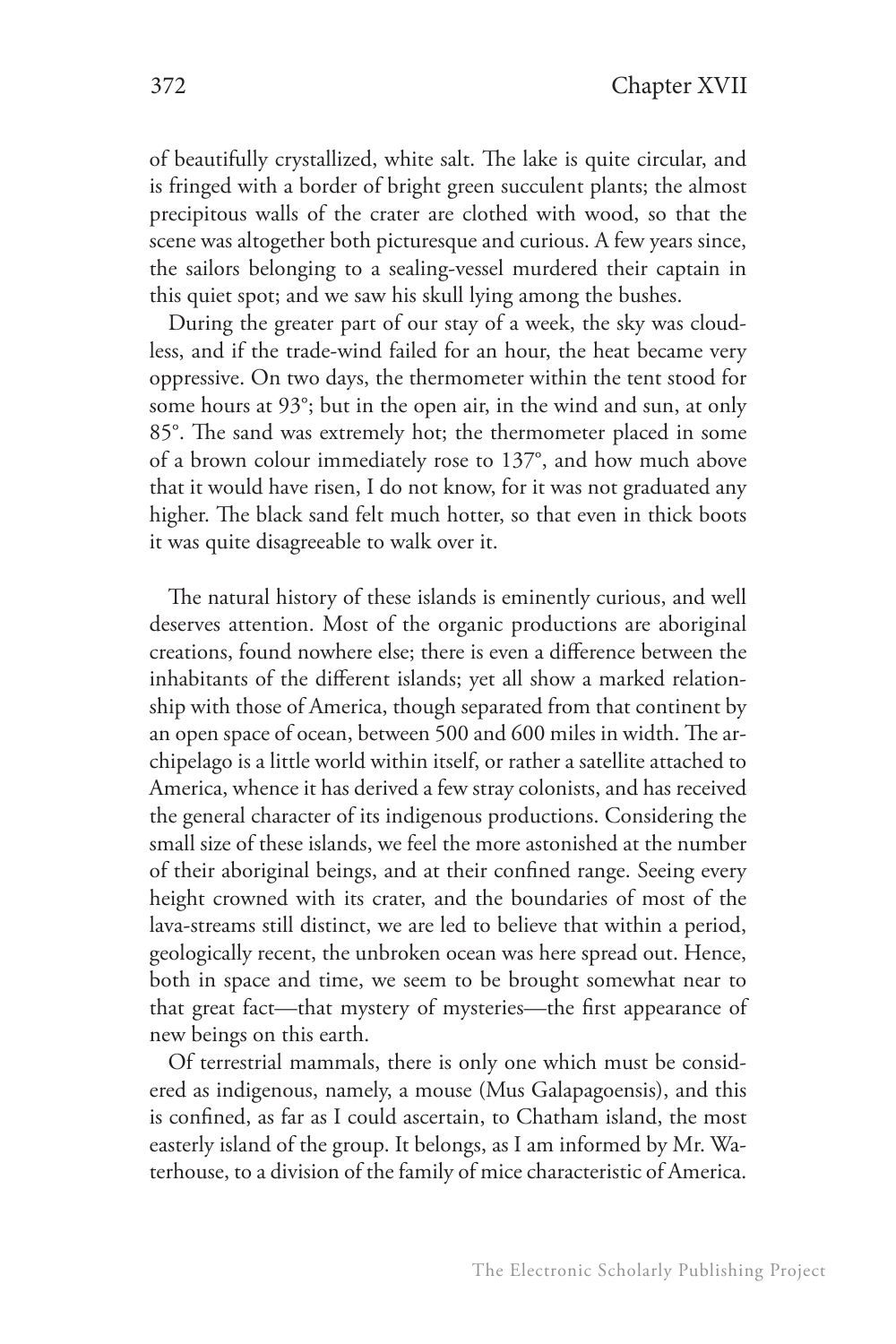of beautifully crystallized, white salt. The lake is quite circular, and is fringed with a border of bright green succulent plants; the almost precipitous walls of the crater are clothed with wood, so that the scene was altogether both picturesque and curious. A few years since, the sailors belonging to a sealing-vessel murdered their captain in this quiet spot; and we saw his skull lying among the bushes.

During the greater part of our stay of a week, the sky was cloudless, and if the trade-wind failed for an hour, the heat became very oppressive. On two days, the thermometer within the tent stood for some hours at 93°; but in the open air, in the wind and sun, at only 85°. The sand was extremely hot; the thermometer placed in some of a brown colour immediately rose to 137°, and how much above that it would have risen, I do not know, for it was not graduated any higher. The black sand felt much hotter, so that even in thick boots it was quite disagreeable to walk over it.

The natural history of these islands is eminently curious, and well deserves attention. Most of the organic productions are aboriginal creations, found nowhere else; there is even a difference between the inhabitants of the different islands; yet all show a marked relationship with those of America, though separated from that continent by an open space of ocean, between 500 and 600 miles in width. The archipelago is a little world within itself, or rather a satellite attached to America, whence it has derived a few stray colonists, and has received the general character of its indigenous productions. Considering the small size of these islands, we feel the more astonished at the number of their aboriginal beings, and at their confined range. Seeing every height crowned with its crater, and the boundaries of most of the lava-streams still distinct, we are led to believe that within a period, geologically recent, the unbroken ocean was here spread out. Hence, both in space and time, we seem to be brought somewhat near to that great fact—that mystery of mysteries—the first appearance of new beings on this earth.

Of terrestrial mammals, there is only one which must be considered as indigenous, namely, a mouse (Mus Galapagoensis), and this is confined, as far as I could ascertain, to Chatham island, the most easterly island of the group. It belongs, as I am informed by Mr. Waterhouse, to a division of the family of mice characteristic of America.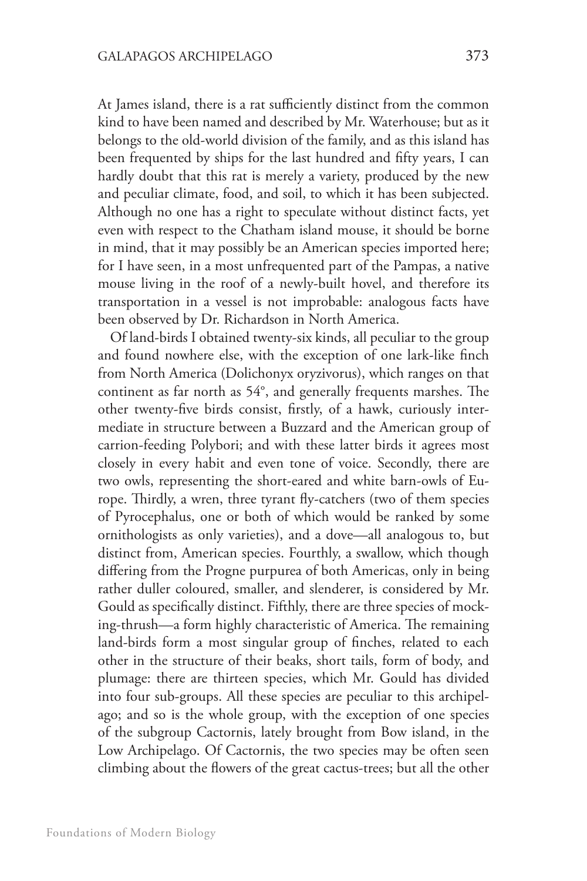At James island, there is a rat sufficiently distinct from the common kind to have been named and described by Mr. Waterhouse; but as it belongs to the old-world division of the family, and as this island has been frequented by ships for the last hundred and fifty years, I can hardly doubt that this rat is merely a variety, produced by the new and peculiar climate, food, and soil, to which it has been subjected. Although no one has a right to speculate without distinct facts, yet even with respect to the Chatham island mouse, it should be borne in mind, that it may possibly be an American species imported here; for I have seen, in a most unfrequented part of the Pampas, a native mouse living in the roof of a newly-built hovel, and therefore its transportation in a vessel is not improbable: analogous facts have been observed by Dr. Richardson in North America.

Of land-birds I obtained twenty-six kinds, all peculiar to the group and found nowhere else, with the exception of one lark-like finch from North America (Dolichonyx oryzivorus), which ranges on that continent as far north as 54°, and generally frequents marshes. The other twenty-five birds consist, firstly, of a hawk, curiously intermediate in structure between a Buzzard and the American group of carrion-feeding Polybori; and with these latter birds it agrees most closely in every habit and even tone of voice. Secondly, there are two owls, representing the short-eared and white barn-owls of Europe. Thirdly, a wren, three tyrant fly-catchers (two of them species of Pyrocephalus, one or both of which would be ranked by some ornithologists as only varieties), and a dove—all analogous to, but distinct from, American species. Fourthly, a swallow, which though differing from the Progne purpurea of both Americas, only in being rather duller coloured, smaller, and slenderer, is considered by Mr. Gould as specifically distinct. Fifthly, there are three species of mocking-thrush—a form highly characteristic of America. The remaining land-birds form a most singular group of finches, related to each other in the structure of their beaks, short tails, form of body, and plumage: there are thirteen species, which Mr. Gould has divided into four sub-groups. All these species are peculiar to this archipelago; and so is the whole group, with the exception of one species of the subgroup Cactornis, lately brought from Bow island, in the Low Archipelago. Of Cactornis, the two species may be often seen climbing about the flowers of the great cactus-trees; but all the other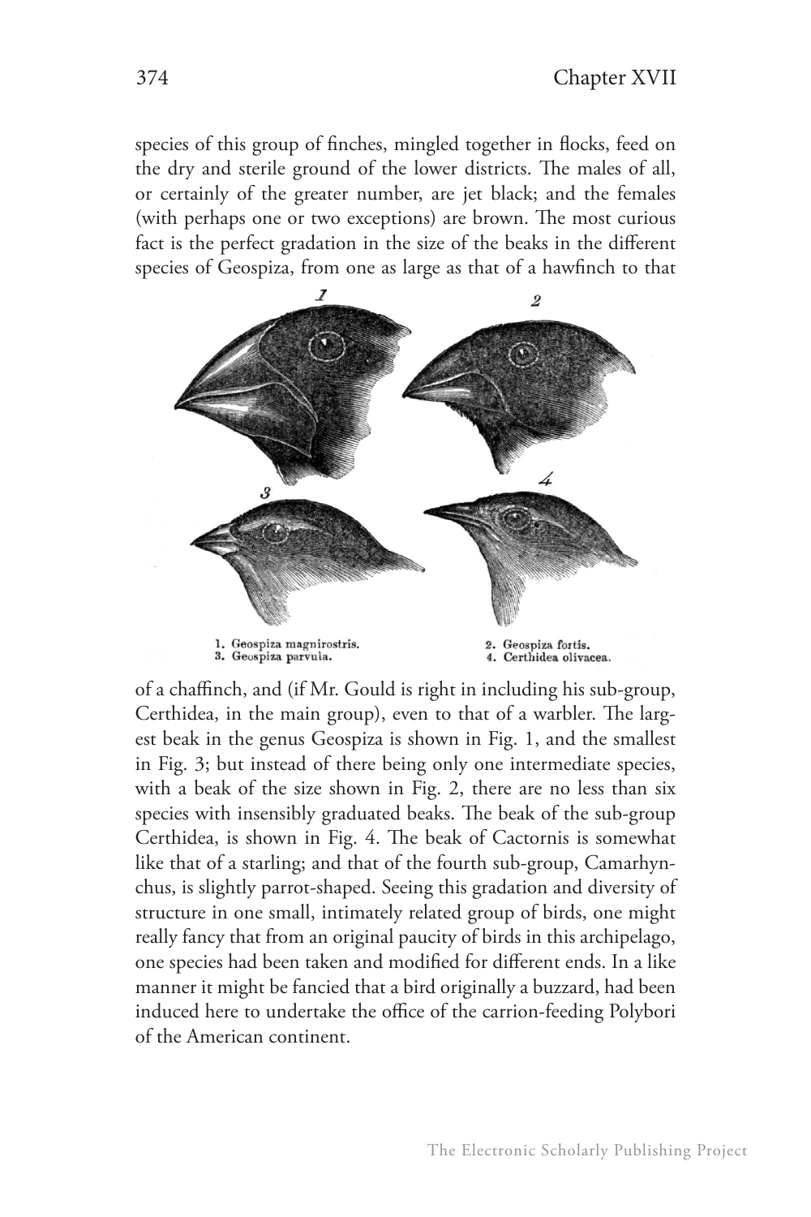species of this group of finches, mingled together in flocks, feed on the dry and sterile ground of the lower districts. The males of all, or certainly of the greater number, are jet black; and the females (with perhaps one or two exceptions) are brown. The most curious fact is the perfect gradation in the size of the beaks in the different species of Geospiza, from one as large as that of a hawfinch to that

1. Geospiza magnirostris.
2. Geospiza fortis.
3. Geospiza parvula.
4. Certhidea olivacea.

of a chaffinch, and (if Mr. Gould is right in including his sub-group, Certhidea, in the main group), even to that of a warbler. The largest beak in the genus Geospiza is shown in Fig. 1, and the smallest in Fig. 3; but instead of there being only one intermediate species, with a beak of the size shown in Fig. 2, there are no less than six species with insensibly graduated beaks. The beak of the sub-group Certhidea, is shown in Fig. 4. The beak of Cactornis is somewhat like that of a starling; and that of the fourth sub-group, Camarhynchus, is slightly parrot-shaped. Seeing this gradation and diversity of structure in one small, intimately related group of birds, one might really fancy that from an original paucity of birds in this archipelago, one species had been taken and modified for different ends. In a like manner it might be fancied that a bird originally a buzzard, had been induced here to undertake the office of the carrion-feeding Polybori of the American continent.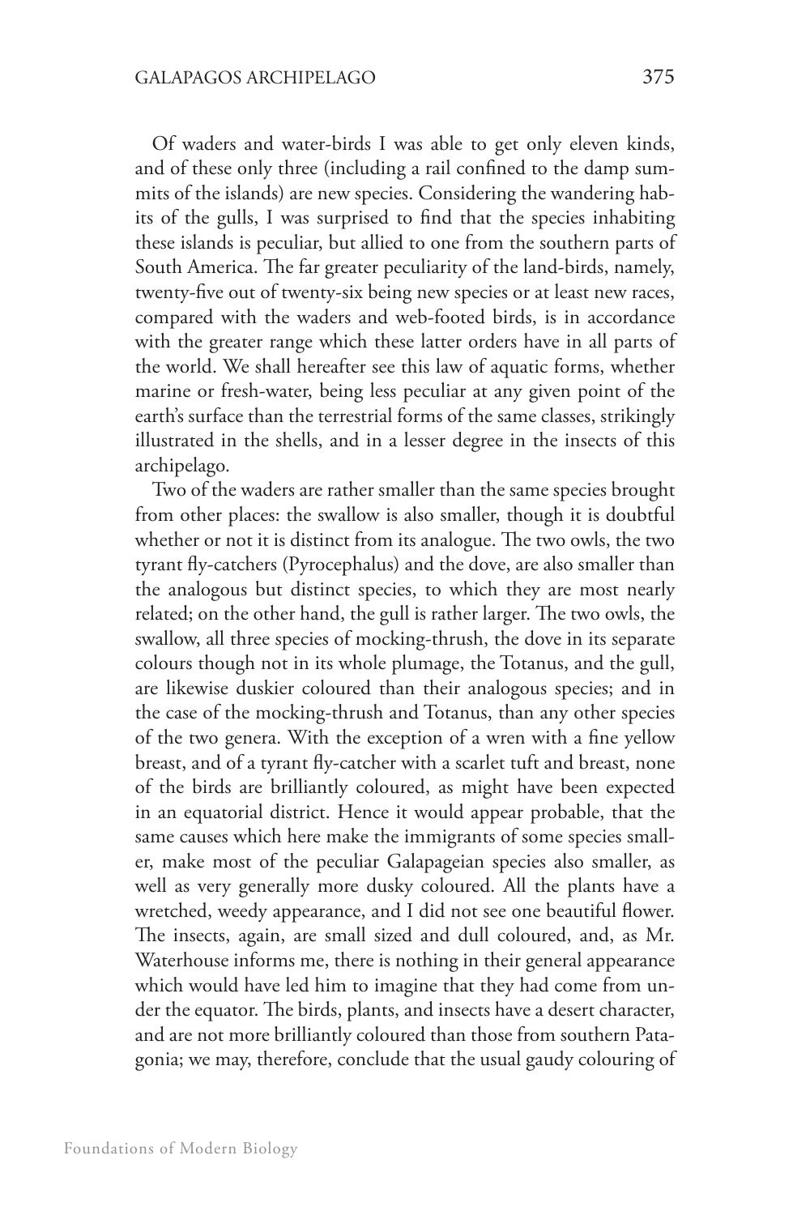Of waders and water-birds I was able to get only eleven kinds, and of these only three (including a rail confined to the damp summits of the islands) are new species. Considering the wandering habits of the gulls, I was surprised to find that the species inhabiting these islands is peculiar, but allied to one from the southern parts of South America. The far greater peculiarity of the land-birds, namely, twenty-five out of twenty-six being new species or at least new races, compared with the waders and web-footed birds, is in accordance with the greater range which these latter orders have in all parts of the world. We shall hereafter see this law of aquatic forms, whether marine or fresh-water, being less peculiar at any given point of the earth's surface than the terrestrial forms of the same classes, strikingly illustrated in the shells, and in a lesser degree in the insects of this archipelago.

Two of the waders are rather smaller than the same species brought from other places: the swallow is also smaller, though it is doubtful whether or not it is distinct from its analogue. The two owls, the two tyrant fly-catchers (Pyrocephalus) and the dove, are also smaller than the analogous but distinct species, to which they are most nearly related; on the other hand, the gull is rather larger. The two owls, the swallow, all three species of mocking-thrush, the dove in its separate colours though not in its whole plumage, the Totanus, and the gull, are likewise duskier coloured than their analogous species; and in the case of the mocking-thrush and Totanus, than any other species of the two genera. With the exception of a wren with a fine yellow breast, and of a tyrant fly-catcher with a scarlet tuft and breast, none of the birds are brilliantly coloured, as might have been expected in an equatorial district. Hence it would appear probable, that the same causes which here make the immigrants of some species smaller, make most of the peculiar Galapageian species also smaller, as well as very generally more dusky coloured. All the plants have a wretched, weedy appearance, and I did not see one beautiful flower. The insects, again, are small sized and dull coloured, and, as Mr. Waterhouse informs me, there is nothing in their general appearance which would have led him to imagine that they had come from under the equator. The birds, plants, and insects have a desert character, and are not more brilliantly coloured than those from southern Patagonia; we may, therefore, conclude that the usual gaudy colouring of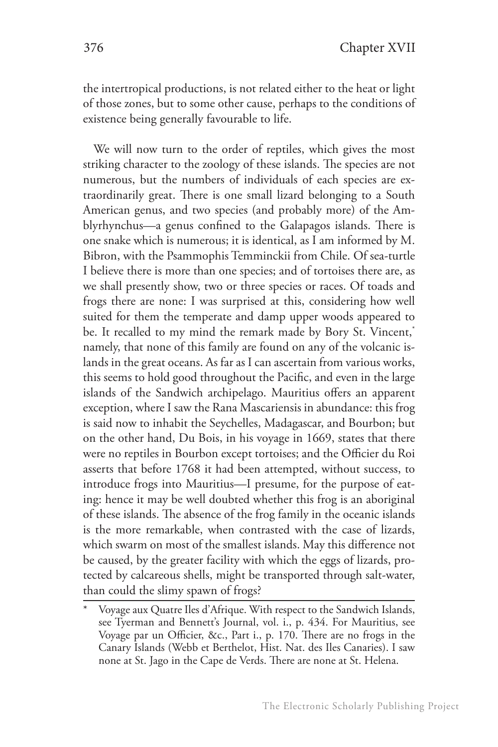the intertropical productions, is not related either to the heat or light of those zones, but to some other cause, perhaps to the conditions of existence being generally favourable to life.

We will now turn to the order of reptiles, which gives the most striking character to the zoology of these islands. The species are not numerous, but the numbers of individuals of each species are extraordinarily great. There is one small lizard belonging to a South American genus, and two species (and probably more) of the Amblyrhynchus—a genus confined to the Galapagos islands. There is one snake which is numerous; it is identical, as I am informed by M. Bibron, with the Psammophis Temminckii from Chile. Of sea-turtle I believe there is more than one species; and of tortoises there are, as we shall presently show, two or three species or races. Of toads and frogs there are none: I was surprised at this, considering how well suited for them the temperate and damp upper woods appeared to be. It recalled to my mind the remark made by Bory St. Vincent,* namely, that none of this family are found on any of the volcanic islands in the great oceans. As far as I can ascertain from various works, this seems to hold good throughout the Pacific, and even in the large islands of the Sandwich archipelago. Mauritius offers an apparent exception, where I saw the Rana Mascariensis in abundance: this frog is said now to inhabit the Seychelles, Madagascar, and Bourbon; but on the other hand, Du Bois, in his voyage in 1669, states that there were no reptiles in Bourbon except tortoises; and the Officier du Roi asserts that before 1768 it had been attempted, without success, to introduce frogs into Mauritius—I presume, for the purpose of eating: hence it may be well doubted whether this frog is an aboriginal of these islands. The absence of the frog family in the oceanic islands is the more remarkable, when contrasted with the case of lizards, which swarm on most of the smallest islands. May this difference not be caused, by the greater facility with which the eggs of lizards, protected by calcareous shells, might be transported through salt-water, than could the slimy spawn of frogs?

\* Voyage aux Quatre Iles d'Afrique. With respect to the Sandwich Islands, see Tyerman and Bennett's Journal, vol. i., p. 434. For Mauritius, see Voyage par un Officier, &c., Part i., p. 170. There are no frogs in the Canary Islands (Webb et Berthelot, Hist. Nat. des Iles Canaries). I saw none at St. Jago in the Cape de Verds. There are none at St. Helena.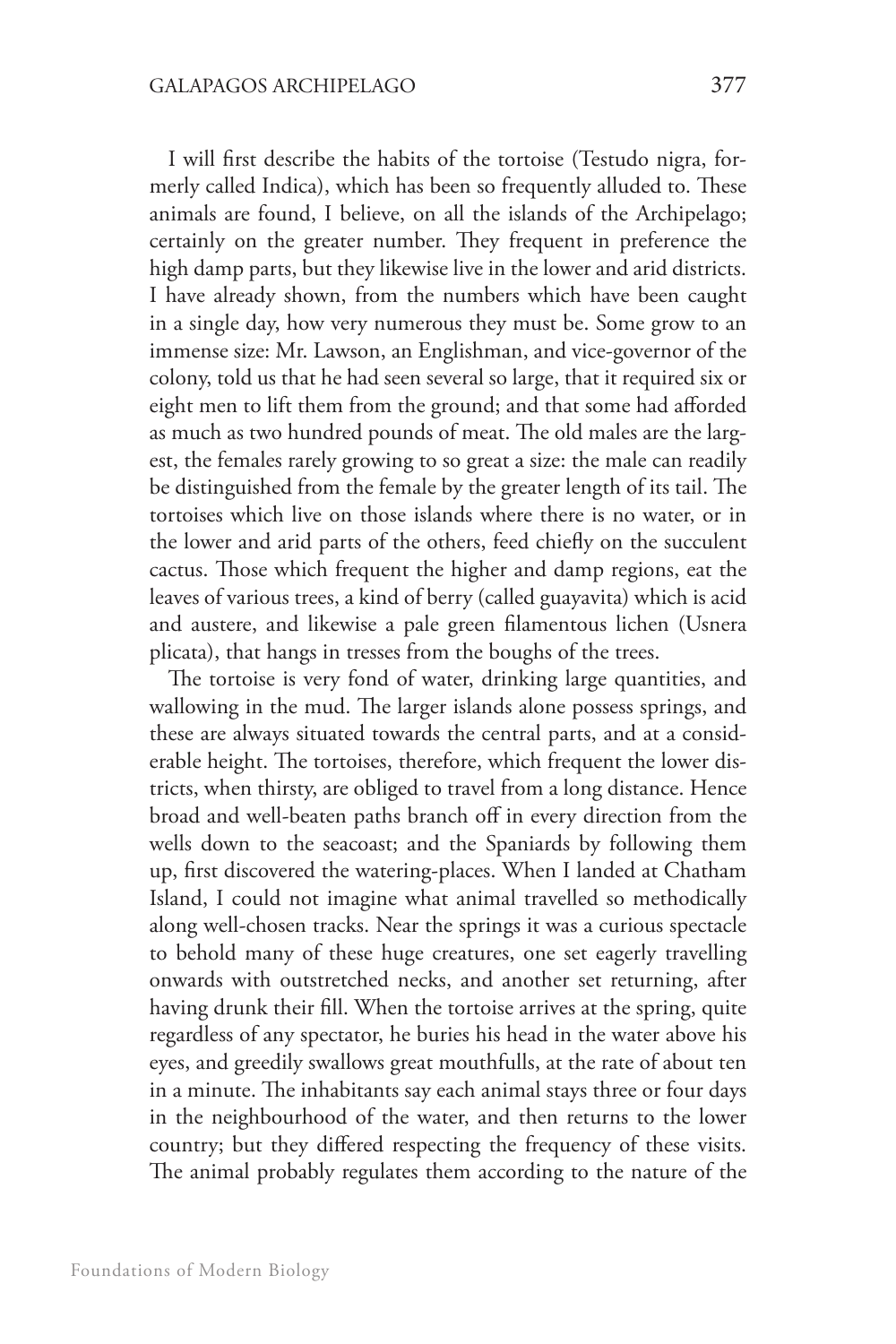I will first describe the habits of the tortoise (Testudo nigra, formerly called Indica), which has been so frequently alluded to. These animals are found, I believe, on all the islands of the Archipelago; certainly on the greater number. They frequent in preference the high damp parts, but they likewise live in the lower and arid districts. I have already shown, from the numbers which have been caught in a single day, how very numerous they must be. Some grow to an immense size: Mr. Lawson, an Englishman, and vice-governor of the colony, told us that he had seen several so large, that it required six or eight men to lift them from the ground; and that some had afforded as much as two hundred pounds of meat. The old males are the largest, the females rarely growing to so great a size: the male can readily be distinguished from the female by the greater length of its tail. The tortoises which live on those islands where there is no water, or in the lower and arid parts of the others, feed chiefly on the succulent cactus. Those which frequent the higher and damp regions, eat the leaves of various trees, a kind of berry (called guayavita) which is acid and austere, and likewise a pale green filamentous lichen (Usnera plicata), that hangs in tresses from the boughs of the trees.

The tortoise is very fond of water, drinking large quantities, and wallowing in the mud. The larger islands alone possess springs, and these are always situated towards the central parts, and at a considerable height. The tortoises, therefore, which frequent the lower districts, when thirsty, are obliged to travel from a long distance. Hence broad and well-beaten paths branch off in every direction from the wells down to the seacoast; and the Spaniards by following them up, first discovered the watering-places. When I landed at Chatham Island, I could not imagine what animal travelled so methodically along well-chosen tracks. Near the springs it was a curious spectacle to behold many of these huge creatures, one set eagerly travelling onwards with outstretched necks, and another set returning, after having drunk their fill. When the tortoise arrives at the spring, quite regardless of any spectator, he buries his head in the water above his eyes, and greedily swallows great mouthfulls, at the rate of about ten in a minute. The inhabitants say each animal stays three or four days in the neighbourhood of the water, and then returns to the lower country; but they differed respecting the frequency of these visits. The animal probably regulates them according to the nature of the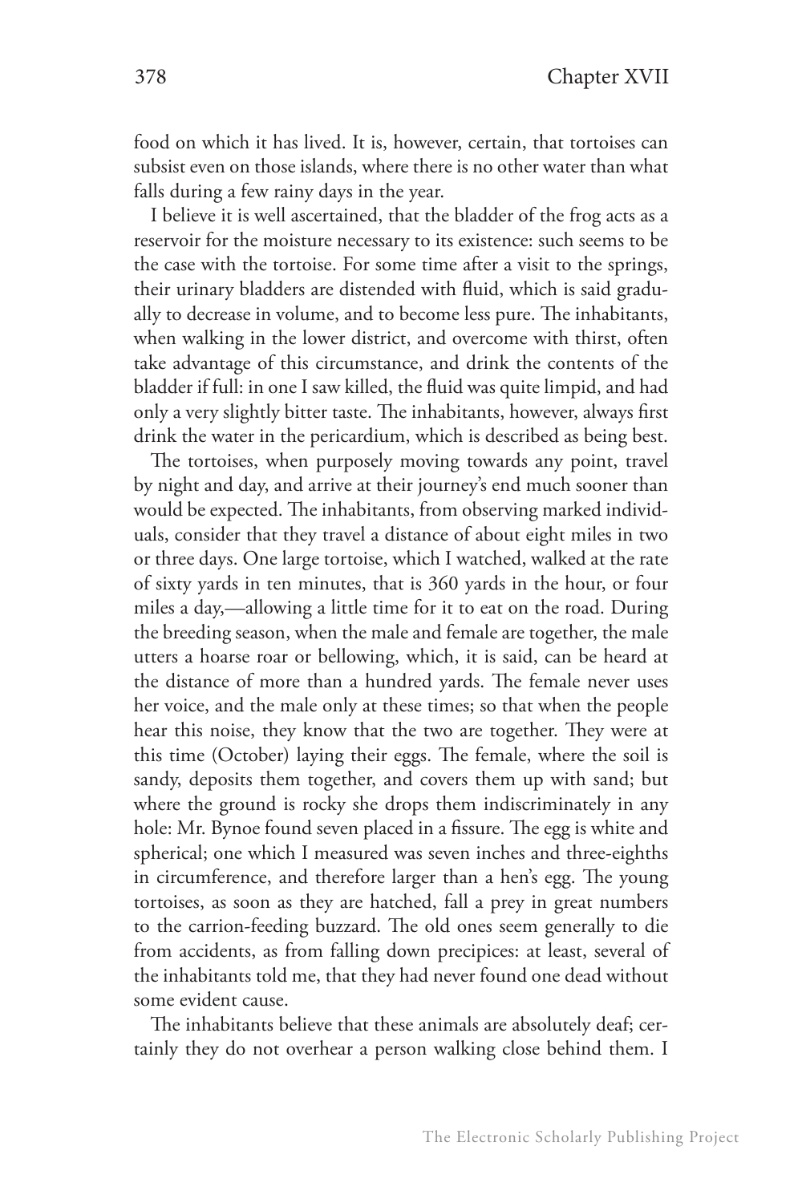food on which it has lived. It is, however, certain, that tortoises can subsist even on those islands, where there is no other water than what falls during a few rainy days in the year.

I believe it is well ascertained, that the bladder of the frog acts as a reservoir for the moisture necessary to its existence: such seems to be the case with the tortoise. For some time after a visit to the springs, their urinary bladders are distended with fluid, which is said gradually to decrease in volume, and to become less pure. The inhabitants, when walking in the lower district, and overcome with thirst, often take advantage of this circumstance, and drink the contents of the bladder if full: in one I saw killed, the fluid was quite limpid, and had only a very slightly bitter taste. The inhabitants, however, always first drink the water in the pericardium, which is described as being best.

The tortoises, when purposely moving towards any point, travel by night and day, and arrive at their journey's end much sooner than would be expected. The inhabitants, from observing marked individuals, consider that they travel a distance of about eight miles in two or three days. One large tortoise, which I watched, walked at the rate of sixty yards in ten minutes, that is 360 yards in the hour, or four miles a day,—allowing a little time for it to eat on the road. During the breeding season, when the male and female are together, the male utters a hoarse roar or bellowing, which, it is said, can be heard at the distance of more than a hundred yards. The female never uses her voice, and the male only at these times; so that when the people hear this noise, they know that the two are together. They were at this time (October) laying their eggs. The female, where the soil is sandy, deposits them together, and covers them up with sand; but where the ground is rocky she drops them indiscriminately in any hole: Mr. Bynoe found seven placed in a fissure. The egg is white and spherical; one which I measured was seven inches and three-eighths in circumference, and therefore larger than a hen's egg. The young tortoises, as soon as they are hatched, fall a prey in great numbers to the carrion-feeding buzzard. The old ones seem generally to die from accidents, as from falling down precipices: at least, several of the inhabitants told me, that they had never found one dead without some evident cause.

The inhabitants believe that these animals are absolutely deaf; certainly they do not overhear a person walking close behind them. I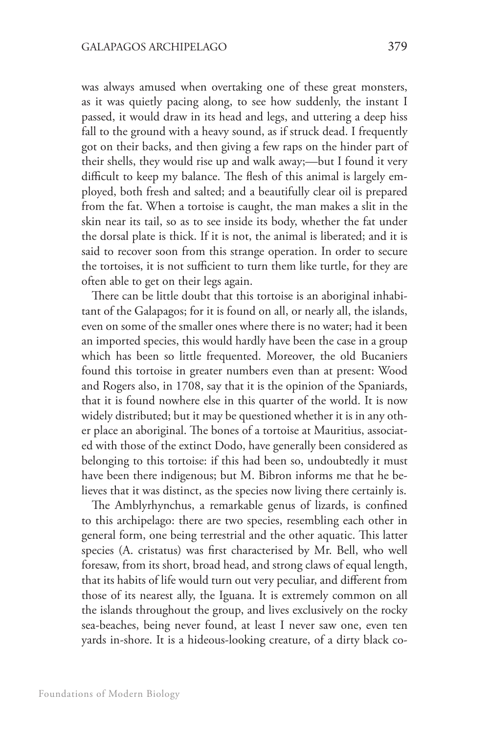was always amused when overtaking one of these great monsters, as it was quietly pacing along, to see how suddenly, the instant I passed, it would draw in its head and legs, and uttering a deep hiss fall to the ground with a heavy sound, as if struck dead. I frequently got on their backs, and then giving a few raps on the hinder part of their shells, they would rise up and walk away;—but I found it very difficult to keep my balance. The flesh of this animal is largely employed, both fresh and salted; and a beautifully clear oil is prepared from the fat. When a tortoise is caught, the man makes a slit in the skin near its tail, so as to see inside its body, whether the fat under the dorsal plate is thick. If it is not, the animal is liberated; and it is said to recover soon from this strange operation. In order to secure the tortoises, it is not sufficient to turn them like turtle, for they are often able to get on their legs again.

There can be little doubt that this tortoise is an aboriginal inhabitant of the Galapagos; for it is found on all, or nearly all, the islands, even on some of the smaller ones where there is no water; had it been an imported species, this would hardly have been the case in a group which has been so little frequented. Moreover, the old Bucaniers found this tortoise in greater numbers even than at present: Wood and Rogers also, in 1708, say that it is the opinion of the Spaniards, that it is found nowhere else in this quarter of the world. It is now widely distributed; but it may be questioned whether it is in any other place an aboriginal. The bones of a tortoise at Mauritius, associated with those of the extinct Dodo, have generally been considered as belonging to this tortoise: if this had been so, undoubtedly it must have been there indigenous; but M. Bibron informs me that he believes that it was distinct, as the species now living there certainly is.

The Amblyrhynchus, a remarkable genus of lizards, is confined to this archipelago: there are two species, resembling each other in general form, one being terrestrial and the other aquatic. This latter species (A. cristatus) was first characterised by Mr. Bell, who well foresaw, from its short, broad head, and strong claws of equal length, that its habits of life would turn out very peculiar, and different from those of its nearest ally, the Iguana. It is extremely common on all the islands throughout the group, and lives exclusively on the rocky sea-beaches, being never found, at least I never saw one, even ten yards in-shore. It is a hideous-looking creature, of a dirty black co-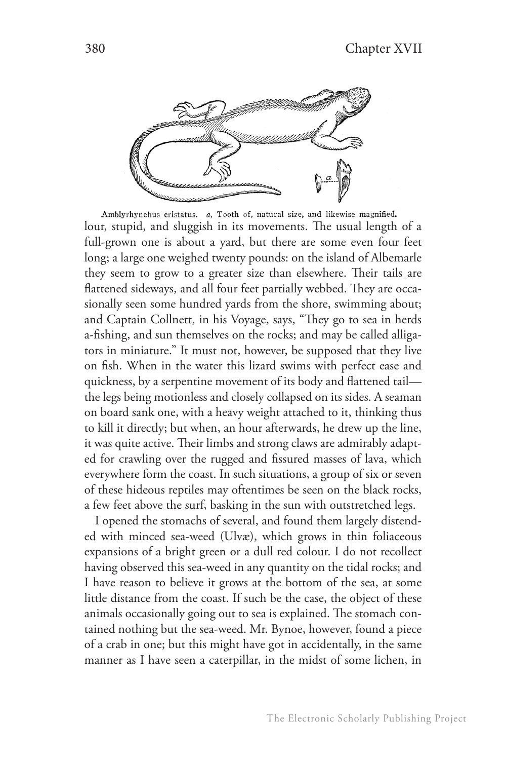Amblyrhynchus cristatus. *a*, Tooth of, natural size, and likewise magnified.

lour, stupid, and sluggish in its movements. The usual length of a full-grown one is about a yard, but there are some even four feet long; a large one weighed twenty pounds: on the island of Albemarle they seem to grow to a greater size than elsewhere. Their tails are flattened sideways, and all four feet partially webbed. They are occasionally seen some hundred yards from the shore, swimming about; and Captain Collnett, in his Voyage, says, "They go to sea in herds a-fishing, and sun themselves on the rocks; and may be called alligators in miniature." It must not, however, be supposed that they live on fish. When in the water this lizard swims with perfect ease and quickness, by a serpentine movement of its body and flattened tail—the legs being motionless and closely collapsed on its sides. A seaman on board sank one, with a heavy weight attached to it, thinking thus to kill it directly; but when, an hour afterwards, he drew up the line, it was quite active. Their limbs and strong claws are admirably adapted for crawling over the rugged and fissured masses of lava, which everywhere form the coast. In such situations, a group of six or seven of these hideous reptiles may oftentimes be seen on the black rocks, a few feet above the surf, basking in the sun with outstretched legs.

I opened the stomachs of several, and found them largely distended with minced sea-weed (Ulvæ), which grows in thin foliaceous expansions of a bright green or a dull red colour. I do not recollect having observed this sea-weed in any quantity on the tidal rocks; and I have reason to believe it grows at the bottom of the sea, at some little distance from the coast. If such be the case, the object of these animals occasionally going out to sea is explained. The stomach contained nothing but the sea-weed. Mr. Bynoe, however, found a piece of a crab in one; but this might have got in accidentally, in the same manner as I have seen a caterpillar, in the midst of some lichen, in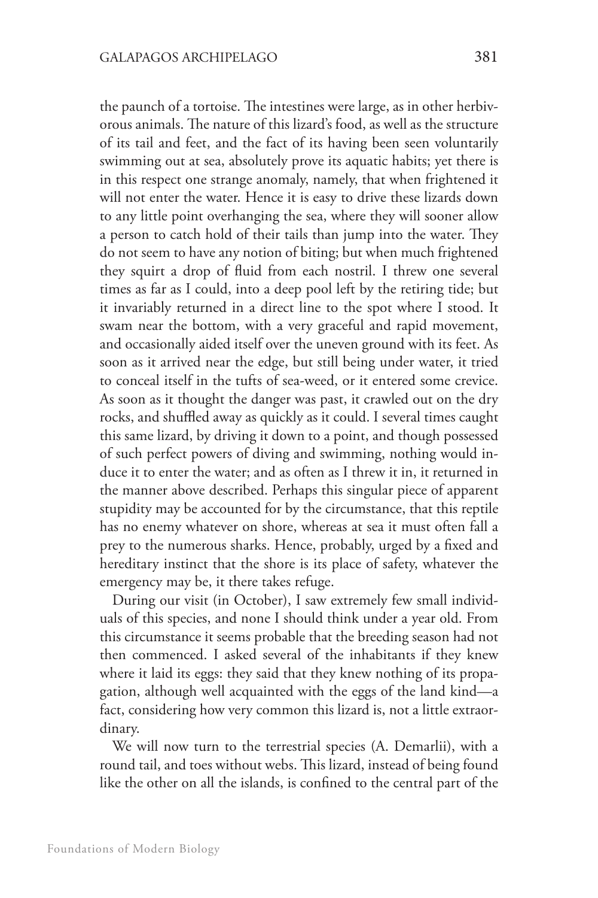the paunch of a tortoise. The intestines were large, as in other herbivorous animals. The nature of this lizard's food, as well as the structure of its tail and feet, and the fact of its having been seen voluntarily swimming out at sea, absolutely prove its aquatic habits; yet there is in this respect one strange anomaly, namely, that when frightened it will not enter the water. Hence it is easy to drive these lizards down to any little point overhanging the sea, where they will sooner allow a person to catch hold of their tails than jump into the water. They do not seem to have any notion of biting; but when much frightened they squirt a drop of fluid from each nostril. I threw one several times as far as I could, into a deep pool left by the retiring tide; but it invariably returned in a direct line to the spot where I stood. It swam near the bottom, with a very graceful and rapid movement, and occasionally aided itself over the uneven ground with its feet. As soon as it arrived near the edge, but still being under water, it tried to conceal itself in the tufts of sea-weed, or it entered some crevice. As soon as it thought the danger was past, it crawled out on the dry rocks, and shuffled away as quickly as it could. I several times caught this same lizard, by driving it down to a point, and though possessed of such perfect powers of diving and swimming, nothing would induce it to enter the water; and as often as I threw it in, it returned in the manner above described. Perhaps this singular piece of apparent stupidity may be accounted for by the circumstance, that this reptile has no enemy whatever on shore, whereas at sea it must often fall a prey to the numerous sharks. Hence, probably, urged by a fixed and hereditary instinct that the shore is its place of safety, whatever the emergency may be, it there takes refuge.

During our visit (in October), I saw extremely few small individuals of this species, and none I should think under a year old. From this circumstance it seems probable that the breeding season had not then commenced. I asked several of the inhabitants if they knew where it laid its eggs: they said that they knew nothing of its propagation, although well acquainted with the eggs of the land kind—a fact, considering how very common this lizard is, not a little extraordinary.

We will now turn to the terrestrial species (A. Demarlii), with a round tail, and toes without webs. This lizard, instead of being found like the other on all the islands, is confined to the central part of the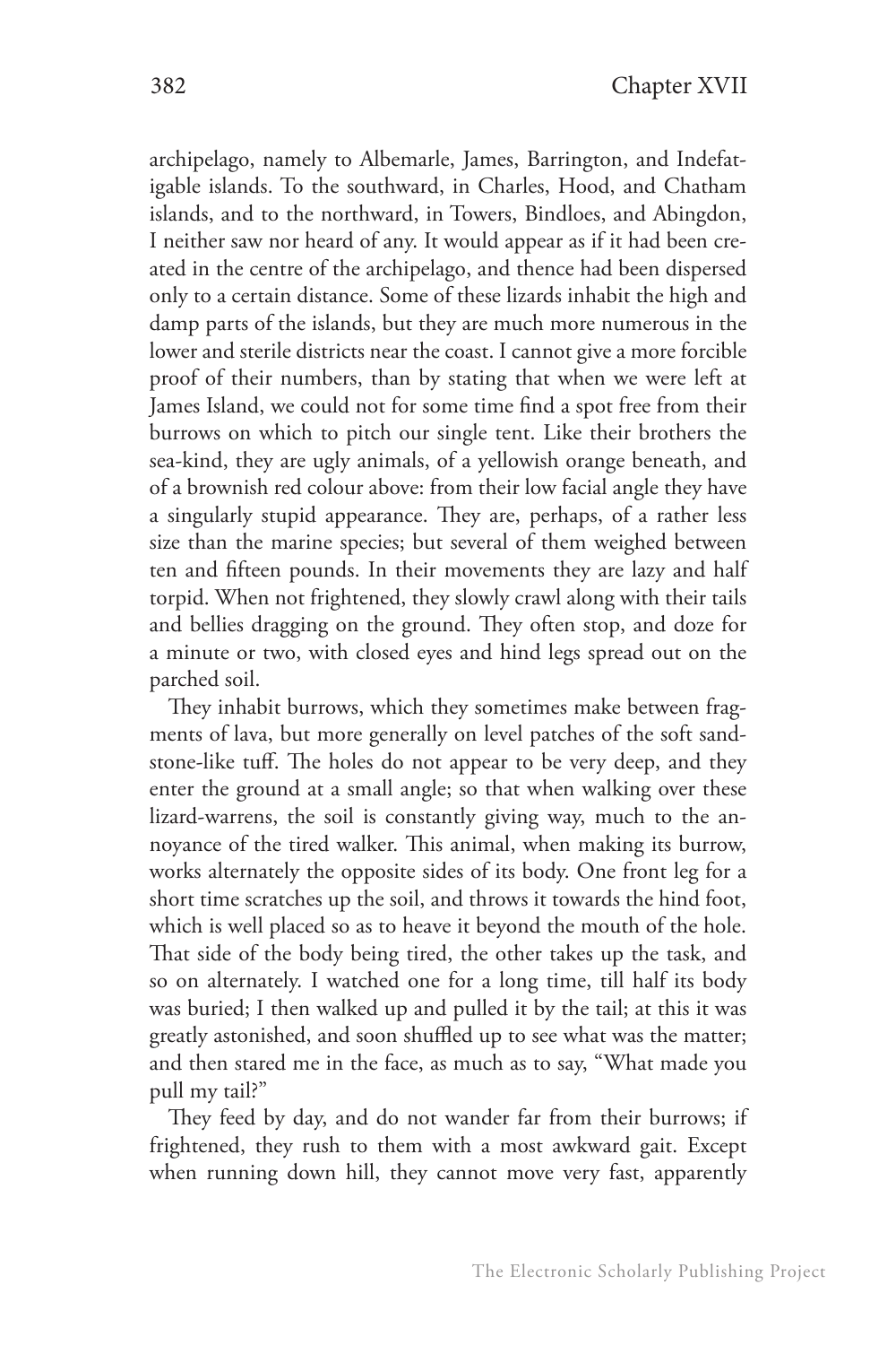archipelago, namely to Albemarle, James, Barrington, and Indefatigable islands. To the southward, in Charles, Hood, and Chatham islands, and to the northward, in Towers, Bindloes, and Abingdon, I neither saw nor heard of any. It would appear as if it had been created in the centre of the archipelago, and thence had been dispersed only to a certain distance. Some of these lizards inhabit the high and damp parts of the islands, but they are much more numerous in the lower and sterile districts near the coast. I cannot give a more forcible proof of their numbers, than by stating that when we were left at James Island, we could not for some time find a spot free from their burrows on which to pitch our single tent. Like their brothers the sea-kind, they are ugly animals, of a yellowish orange beneath, and of a brownish red colour above: from their low facial angle they have a singularly stupid appearance. They are, perhaps, of a rather less size than the marine species; but several of them weighed between ten and fifteen pounds. In their movements they are lazy and half torpid. When not frightened, they slowly crawl along with their tails and bellies dragging on the ground. They often stop, and doze for a minute or two, with closed eyes and hind legs spread out on the parched soil.

They inhabit burrows, which they sometimes make between fragments of lava, but more generally on level patches of the soft sandstone-like tuff. The holes do not appear to be very deep, and they enter the ground at a small angle; so that when walking over these lizard-warrens, the soil is constantly giving way, much to the annoyance of the tired walker. This animal, when making its burrow, works alternately the opposite sides of its body. One front leg for a short time scratches up the soil, and throws it towards the hind foot, which is well placed so as to heave it beyond the mouth of the hole. That side of the body being tired, the other takes up the task, and so on alternately. I watched one for a long time, till half its body was buried; I then walked up and pulled it by the tail; at this it was greatly astonished, and soon shuffled up to see what was the matter; and then stared me in the face, as much as to say, "What made you pull my tail?"

They feed by day, and do not wander far from their burrows; if frightened, they rush to them with a most awkward gait. Except when running down hill, they cannot move very fast, apparently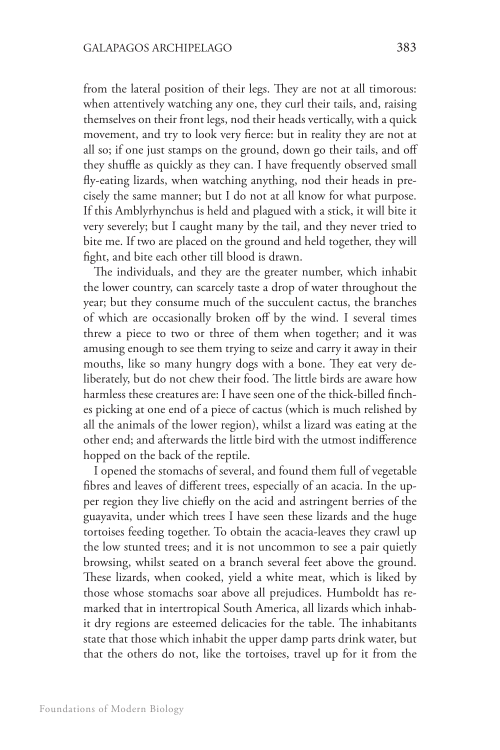from the lateral position of their legs. They are not at all timorous: when attentively watching any one, they curl their tails, and, raising themselves on their front legs, nod their heads vertically, with a quick movement, and try to look very fierce: but in reality they are not at all so; if one just stamps on the ground, down go their tails, and off they shuffle as quickly as they can. I have frequently observed small fly-eating lizards, when watching anything, nod their heads in precisely the same manner; but I do not at all know for what purpose. If this Amblyrhynchus is held and plagued with a stick, it will bite it very severely; but I caught many by the tail, and they never tried to bite me. If two are placed on the ground and held together, they will fight, and bite each other till blood is drawn.

The individuals, and they are the greater number, which inhabit the lower country, can scarcely taste a drop of water throughout the year; but they consume much of the succulent cactus, the branches of which are occasionally broken off by the wind. I several times threw a piece to two or three of them when together; and it was amusing enough to see them trying to seize and carry it away in their mouths, like so many hungry dogs with a bone. They eat very deliberately, but do not chew their food. The little birds are aware how harmless these creatures are: I have seen one of the thick-billed finches picking at one end of a piece of cactus (which is much relished by all the animals of the lower region), whilst a lizard was eating at the other end; and afterwards the little bird with the utmost indifference hopped on the back of the reptile.

I opened the stomachs of several, and found them full of vegetable fibres and leaves of different trees, especially of an acacia. In the upper region they live chiefly on the acid and astringent berries of the guayavita, under which trees I have seen these lizards and the huge tortoises feeding together. To obtain the acacia-leaves they crawl up the low stunted trees; and it is not uncommon to see a pair quietly browsing, whilst seated on a branch several feet above the ground. These lizards, when cooked, yield a white meat, which is liked by those whose stomachs soar above all prejudices. Humboldt has remarked that in intertropical South America, all lizards which inhabit dry regions are esteemed delicacies for the table. The inhabitants state that those which inhabit the upper damp parts drink water, but that the others do not, like the tortoises, travel up for it from the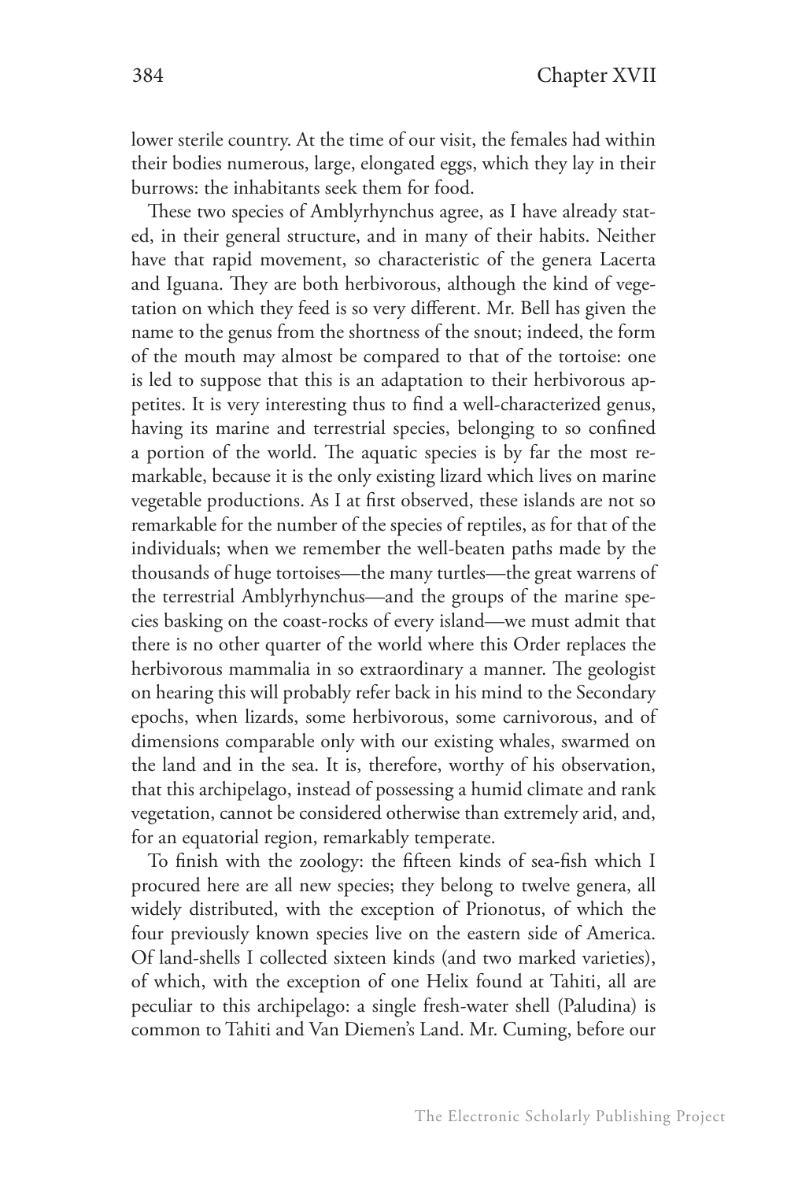lower sterile country. At the time of our visit, the females had within their bodies numerous, large, elongated eggs, which they lay in their burrows: the inhabitants seek them for food.

These two species of Amblyrhynchus agree, as I have already stated, in their general structure, and in many of their habits. Neither have that rapid movement, so characteristic of the genera Lacerta and Iguana. They are both herbivorous, although the kind of vegetation on which they feed is so very different. Mr. Bell has given the name to the genus from the shortness of the snout; indeed, the form of the mouth may almost be compared to that of the tortoise: one is led to suppose that this is an adaptation to their herbivorous appetites. It is very interesting thus to find a well-characterized genus, having its marine and terrestrial species, belonging to so confined a portion of the world. The aquatic species is by far the most remarkable, because it is the only existing lizard which lives on marine vegetable productions. As I at first observed, these islands are not so remarkable for the number of the species of reptiles, as for that of the individuals; when we remember the well-beaten paths made by the thousands of huge tortoises—the many turtles—the great warrens of the terrestrial Amblyrhynchus—and the groups of the marine species basking on the coast-rocks of every island—we must admit that there is no other quarter of the world where this Order replaces the herbivorous mammalia in so extraordinary a manner. The geologist on hearing this will probably refer back in his mind to the Secondary epochs, when lizards, some herbivorous, some carnivorous, and of dimensions comparable only with our existing whales, swarmed on the land and in the sea. It is, therefore, worthy of his observation, that this archipelago, instead of possessing a humid climate and rank vegetation, cannot be considered otherwise than extremely arid, and, for an equatorial region, remarkably temperate.

To finish with the zoology: the fifteen kinds of sea-fish which I procured here are all new species; they belong to twelve genera, all widely distributed, with the exception of Prionotus, of which the four previously known species live on the eastern side of America. Of land-shells I collected sixteen kinds (and two marked varieties), of which, with the exception of one Helix found at Tahiti, all are peculiar to this archipelago: a single fresh-water shell (Paludina) is common to Tahiti and Van Diemen's Land. Mr. Cuming, before our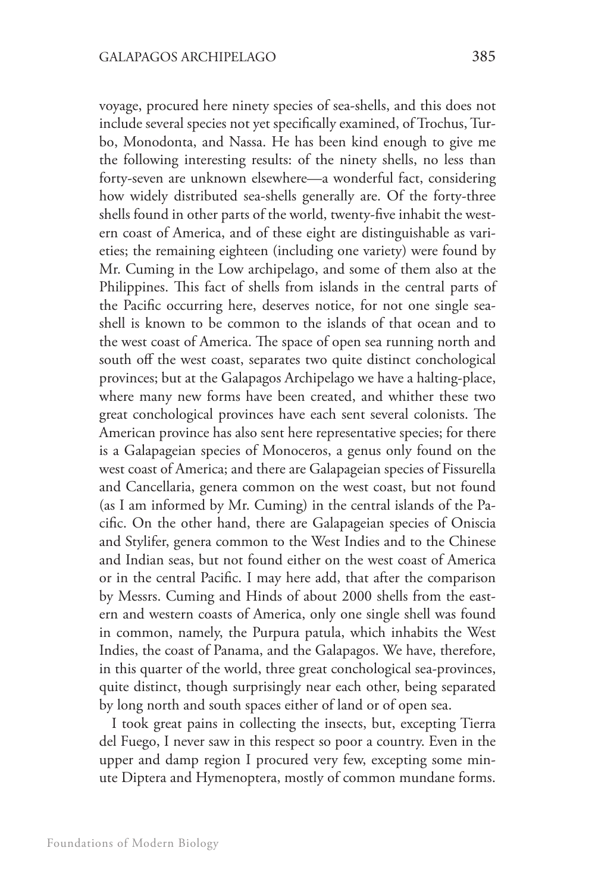voyage, procured here ninety species of sea-shells, and this does not include several species not yet specifically examined, of Trochus, Turbo, Monodonta, and Nassa. He has been kind enough to give me the following interesting results: of the ninety shells, no less than forty-seven are unknown elsewhere—a wonderful fact, considering how widely distributed sea-shells generally are. Of the forty-three shells found in other parts of the world, twenty-five inhabit the western coast of America, and of these eight are distinguishable as varieties; the remaining eighteen (including one variety) were found by Mr. Cuming in the Low archipelago, and some of them also at the Philippines. This fact of shells from islands in the central parts of the Pacific occurring here, deserves notice, for not one single sea-shell is known to be common to the islands of that ocean and to the west coast of America. The space of open sea running north and south off the west coast, separates two quite distinct conchological provinces; but at the Galapagos Archipelago we have a halting-place, where many new forms have been created, and whither these two great conchological provinces have each sent several colonists. The American province has also sent here representative species; for there is a Galapageian species of Monoceros, a genus only found on the west coast of America; and there are Galapageian species of Fissurella and Cancellaria, genera common on the west coast, but not found (as I am informed by Mr. Cuming) in the central islands of the Pacific. On the other hand, there are Galapageian species of Oniscia and Stylifer, genera common to the West Indies and to the Chinese and Indian seas, but not found either on the west coast of America or in the central Pacific. I may here add, that after the comparison by Messrs. Cuming and Hinds of about 2000 shells from the eastern and western coasts of America, only one single shell was found in common, namely, the Purpura patula, which inhabits the West Indies, the coast of Panama, and the Galapagos. We have, therefore, in this quarter of the world, three great conchological sea-provinces, quite distinct, though surprisingly near each other, being separated by long north and south spaces either of land or of open sea.

I took great pains in collecting the insects, but, excepting Tierra del Fuego, I never saw in this respect so poor a country. Even in the upper and damp region I procured very few, excepting some minute Diptera and Hymenoptera, mostly of common mundane forms.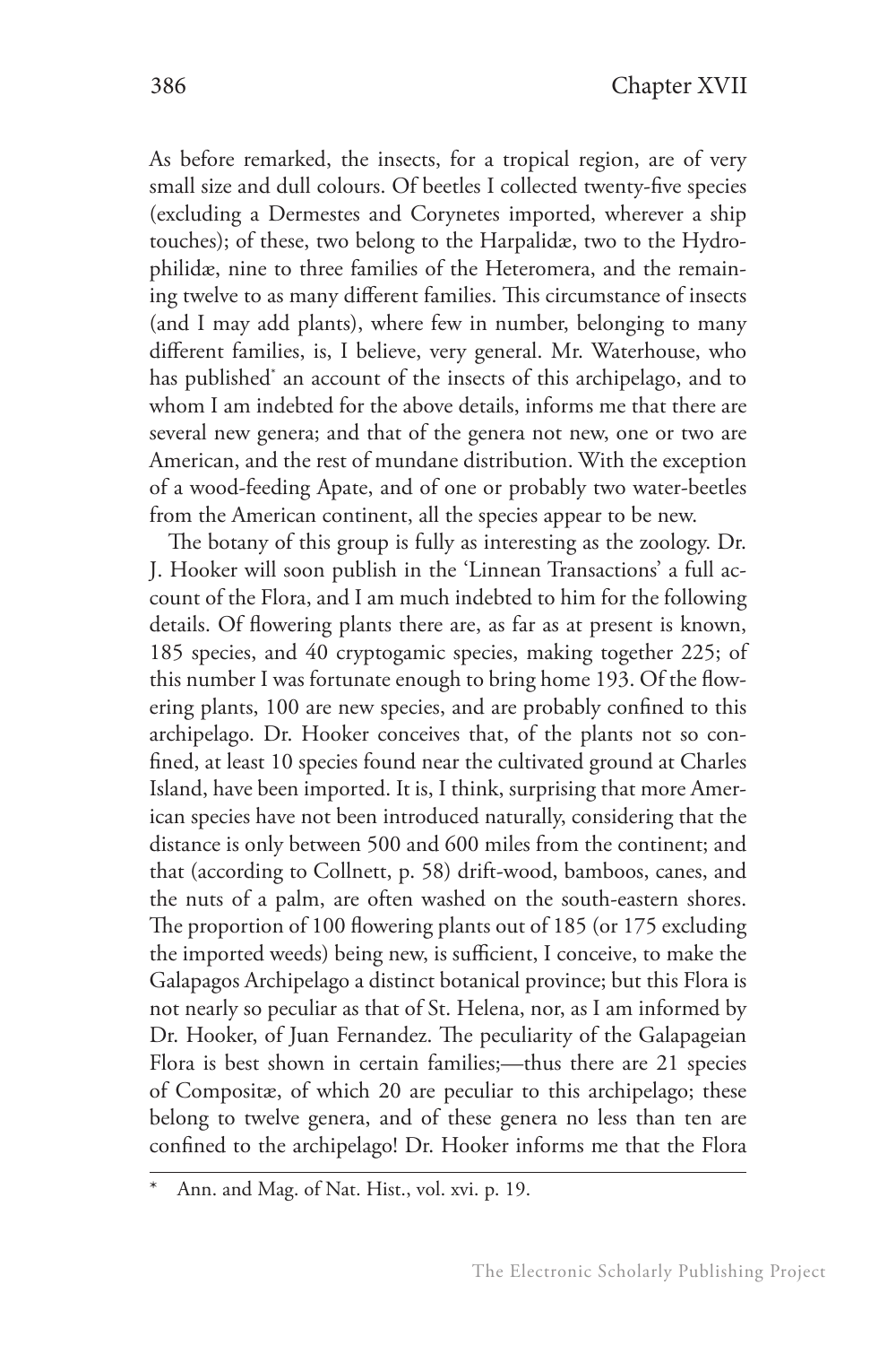As before remarked, the insects, for a tropical region, are of very small size and dull colours. Of beetles I collected twenty-five species (excluding a Dermestes and Corynetes imported, wherever a ship touches); of these, two belong to the Harpalidæ, two to the Hydrophilidæ, nine to three families of the Heteromera, and the remaining twelve to as many different families. This circumstance of insects (and I may add plants), where few in number, belonging to many different families, is, I believe, very general. Mr. Waterhouse, who has published* an account of the insects of this archipelago, and to whom I am indebted for the above details, informs me that there are several new genera; and that of the genera not new, one or two are American, and the rest of mundane distribution. With the exception of a wood-feeding Apate, and of one or probably two water-beetles from the American continent, all the species appear to be new.

The botany of this group is fully as interesting as the zoology. Dr. J. Hooker will soon publish in the 'Linnean Transactions' a full account of the Flora, and I am much indebted to him for the following details. Of flowering plants there are, as far as at present is known, 185 species, and 40 cryptogamic species, making together 225; of this number I was fortunate enough to bring home 193. Of the flowering plants, 100 are new species, and are probably confined to this archipelago. Dr. Hooker conceives that, of the plants not so confined, at least 10 species found near the cultivated ground at Charles Island, have been imported. It is, I think, surprising that more American species have not been introduced naturally, considering that the distance is only between 500 and 600 miles from the continent; and that (according to Collnett, p. 58) drift-wood, bamboos, canes, and the nuts of a palm, are often washed on the south-eastern shores. The proportion of 100 flowering plants out of 185 (or 175 excluding the imported weeds) being new, is sufficient, I conceive, to make the Galapagos Archipelago a distinct botanical province; but this Flora is not nearly so peculiar as that of St. Helena, nor, as I am informed by Dr. Hooker, of Juan Fernandez. The peculiarity of the Galapageian Flora is best shown in certain families;—thus there are 21 species of Compositæ, of which 20 are peculiar to this archipelago; these belong to twelve genera, and of these genera no less than ten are confined to the archipelago! Dr. Hooker informs me that the Flora

---

\* Ann. and Mag. of Nat. Hist., vol. xvi. p. 19.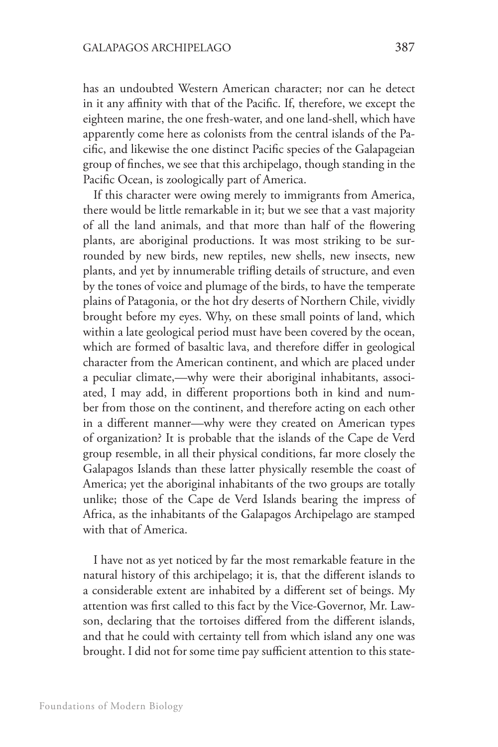has an undoubted Western American character; nor can he detect in it any affinity with that of the Pacific. If, therefore, we except the eighteen marine, the one fresh-water, and one land-shell, which have apparently come here as colonists from the central islands of the Pacific, and likewise the one distinct Pacific species of the Galapageian group of finches, we see that this archipelago, though standing in the Pacific Ocean, is zoologically part of America.

If this character were owing merely to immigrants from America, there would be little remarkable in it; but we see that a vast majority of all the land animals, and that more than half of the flowering plants, are aboriginal productions. It was most striking to be surrounded by new birds, new reptiles, new shells, new insects, new plants, and yet by innumerable trifling details of structure, and even by the tones of voice and plumage of the birds, to have the temperate plains of Patagonia, or the hot dry deserts of Northern Chile, vividly brought before my eyes. Why, on these small points of land, which within a late geological period must have been covered by the ocean, which are formed of basaltic lava, and therefore differ in geological character from the American continent, and which are placed under a peculiar climate,—why were their aboriginal inhabitants, associated, I may add, in different proportions both in kind and number from those on the continent, and therefore acting on each other in a different manner—why were they created on American types of organization? It is probable that the islands of the Cape de Verd group resemble, in all their physical conditions, far more closely the Galapagos Islands than these latter physically resemble the coast of America; yet the aboriginal inhabitants of the two groups are totally unlike; those of the Cape de Verd Islands bearing the impress of Africa, as the inhabitants of the Galapagos Archipelago are stamped with that of America.

I have not as yet noticed by far the most remarkable feature in the natural history of this archipelago; it is, that the different islands to a considerable extent are inhabited by a different set of beings. My attention was first called to this fact by the Vice-Governor, Mr. Lawson, declaring that the tortoises differed from the different islands, and that he could with certainty tell from which island any one was brought. I did not for some time pay sufficient attention to this state-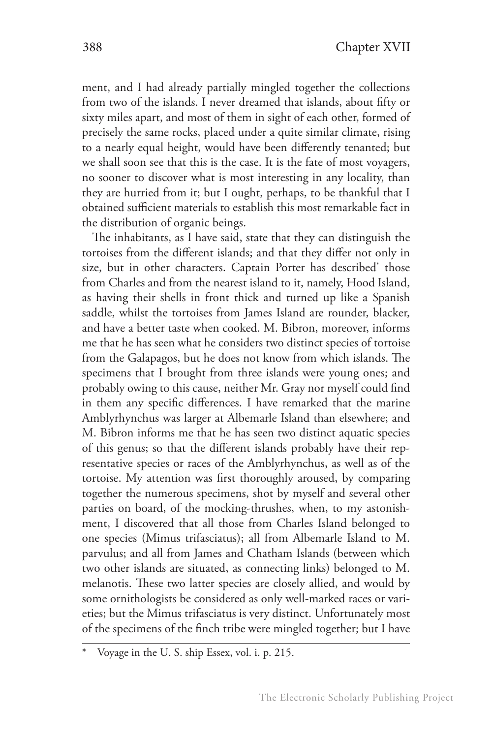ment, and I had already partially mingled together the collections from two of the islands. I never dreamed that islands, about fifty or sixty miles apart, and most of them in sight of each other, formed of precisely the same rocks, placed under a quite similar climate, rising to a nearly equal height, would have been differently tenanted; but we shall soon see that this is the case. It is the fate of most voyagers, no sooner to discover what is most interesting in any locality, than they are hurried from it; but I ought, perhaps, to be thankful that I obtained sufficient materials to establish this most remarkable fact in the distribution of organic beings.

The inhabitants, as I have said, state that they can distinguish the tortoises from the different islands; and that they differ not only in size, but in other characters. Captain Porter has described* those from Charles and from the nearest island to it, namely, Hood Island, as having their shells in front thick and turned up like a Spanish saddle, whilst the tortoises from James Island are rounder, blacker, and have a better taste when cooked. M. Bibron, moreover, informs me that he has seen what he considers two distinct species of tortoise from the Galapagos, but he does not know from which islands. The specimens that I brought from three islands were young ones; and probably owing to this cause, neither Mr. Gray nor myself could find in them any specific differences. I have remarked that the marine Amblyrhynchus was larger at Albemarle Island than elsewhere; and M. Bibron informs me that he has seen two distinct aquatic species of this genus; so that the different islands probably have their representative species or races of the Amblyrhynchus, as well as of the tortoise. My attention was first thoroughly aroused, by comparing together the numerous specimens, shot by myself and several other parties on board, of the mocking-thrushes, when, to my astonishment, I discovered that all those from Charles Island belonged to one species (Mimus trifasciatus); all from Albemarle Island to M. parvulus; and all from James and Chatham Islands (between which two other islands are situated, as connecting links) belonged to M. melanotis. These two latter species are closely allied, and would by some ornithologists be considered as only well-marked races or varieties; but the Mimus trifasciatus is very distinct. Unfortunately most of the specimens of the finch tribe were mingled together; but I have

---

\* Voyage in the U. S. ship Essex, vol. i. p. 215.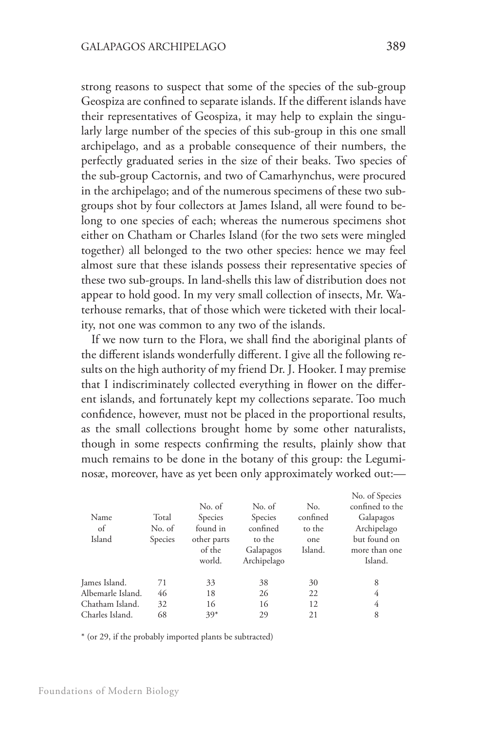strong reasons to suspect that some of the species of the sub-group Geospiza are confined to separate islands. If the different islands have their representatives of Geospiza, it may help to explain the singularly large number of the species of this sub-group in this one small archipelago, and as a probable consequence of their numbers, the perfectly graduated series in the size of their beaks. Two species of the sub-group Cactornis, and two of Camarhynchus, were procured in the archipelago; and of the numerous specimens of these two sub-groups shot by four collectors at James Island, all were found to belong to one species of each; whereas the numerous specimens shot either on Chatham or Charles Island (for the two sets were mingled together) all belonged to the two other species: hence we may feel almost sure that these islands possess their representative species of these two sub-groups. In land-shells this law of distribution does not appear to hold good. In my very small collection of insects, Mr. Waterhouse remarks, that of those which were ticketed with their locality, not one was common to any two of the islands.

If we now turn to the Flora, we shall find the aboriginal plants of the different islands wonderfully different. I give all the following results on the high authority of my friend Dr. J. Hooker. I may premise that I indiscriminately collected everything in flower on the different islands, and fortunately kept my collections separate. Too much confidence, however, must not be placed in the proportional results, as the small collections brought home by some other naturalists, though in some respects confirming the results, plainly show that much remains to be done in the botany of this group: the Leguminosæ, moreover, have as yet been only approximately worked out:—

| Name of Island | Total No. of Species | No. of Species found in other parts of the world. | No. of Species confined to the Galapagos Archipelago | No. confined to the one Island. | No. of Species confined to the Galapagos Archipelago but found on more than one Island. |
|---|---|---|---|---|---|
| James Island. | 71 | 33 | 38 | 30 | 8 |
| Albemarle Island. | 46 | 18 | 26 | 22 | 4 |
| Chatham Island. | 32 | 16 | 16 | 12 | 4 |
| Charles Island. | 68 | 39* | 29 | 21 | 8 |

* (or 29, if the probably imported plants be subtracted)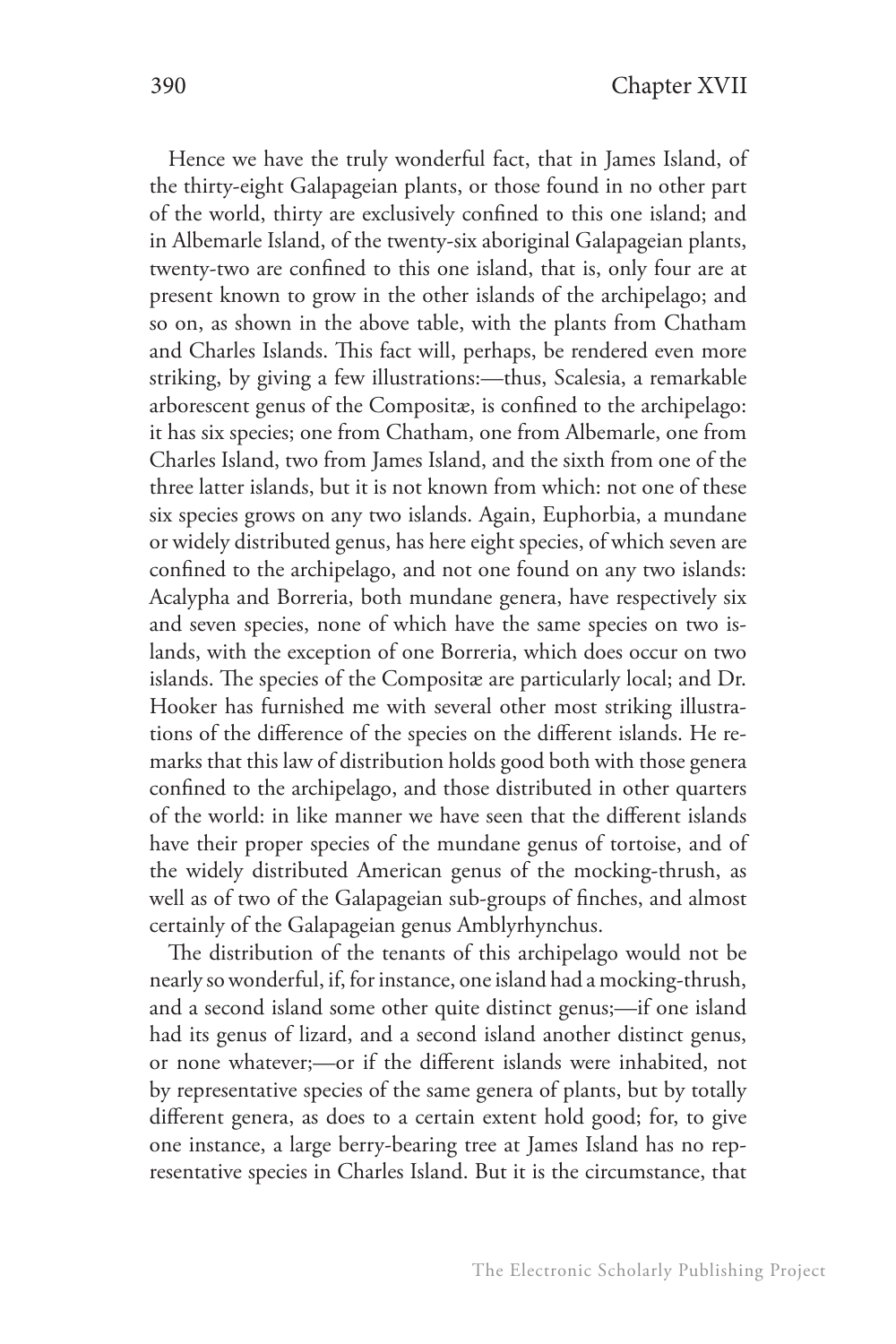Hence we have the truly wonderful fact, that in James Island, of the thirty-eight Galapageian plants, or those found in no other part of the world, thirty are exclusively confined to this one island; and in Albemarle Island, of the twenty-six aboriginal Galapageian plants, twenty-two are confined to this one island, that is, only four are at present known to grow in the other islands of the archipelago; and so on, as shown in the above table, with the plants from Chatham and Charles Islands. This fact will, perhaps, be rendered even more striking, by giving a few illustrations:—thus, Scalesia, a remarkable arborescent genus of the Compositæ, is confined to the archipelago: it has six species; one from Chatham, one from Albemarle, one from Charles Island, two from James Island, and the sixth from one of the three latter islands, but it is not known from which: not one of these six species grows on any two islands. Again, Euphorbia, a mundane or widely distributed genus, has here eight species, of which seven are confined to the archipelago, and not one found on any two islands: Acalypha and Borreria, both mundane genera, have respectively six and seven species, none of which have the same species on two islands, with the exception of one Borreria, which does occur on two islands. The species of the Compositæ are particularly local; and Dr. Hooker has furnished me with several other most striking illustrations of the difference of the species on the different islands. He remarks that this law of distribution holds good both with those genera confined to the archipelago, and those distributed in other quarters of the world: in like manner we have seen that the different islands have their proper species of the mundane genus of tortoise, and of the widely distributed American genus of the mocking-thrush, as well as of two of the Galapageian sub-groups of finches, and almost certainly of the Galapageian genus Amblyrhynchus.

The distribution of the tenants of this archipelago would not be nearly so wonderful, if, for instance, one island had a mocking-thrush, and a second island some other quite distinct genus;—if one island had its genus of lizard, and a second island another distinct genus, or none whatever;—or if the different islands were inhabited, not by representative species of the same genera of plants, but by totally different genera, as does to a certain extent hold good; for, to give one instance, a large berry-bearing tree at James Island has no representative species in Charles Island. But it is the circumstance, that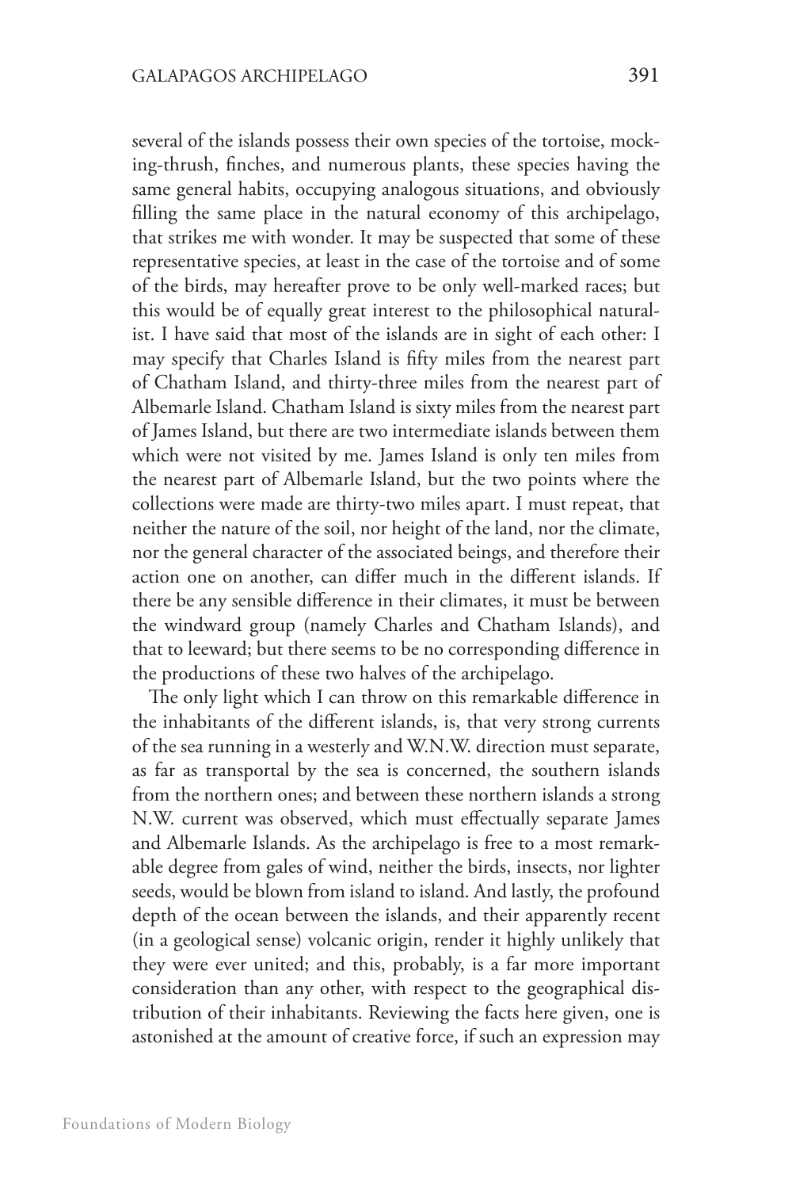several of the islands possess their own species of the tortoise, mocking-thrush, finches, and numerous plants, these species having the same general habits, occupying analogous situations, and obviously filling the same place in the natural economy of this archipelago, that strikes me with wonder. It may be suspected that some of these representative species, at least in the case of the tortoise and of some of the birds, may hereafter prove to be only well-marked races; but this would be of equally great interest to the philosophical naturalist. I have said that most of the islands are in sight of each other: I may specify that Charles Island is fifty miles from the nearest part of Chatham Island, and thirty-three miles from the nearest part of Albemarle Island. Chatham Island is sixty miles from the nearest part of James Island, but there are two intermediate islands between them which were not visited by me. James Island is only ten miles from the nearest part of Albemarle Island, but the two points where the collections were made are thirty-two miles apart. I must repeat, that neither the nature of the soil, nor height of the land, nor the climate, nor the general character of the associated beings, and therefore their action one on another, can differ much in the different islands. If there be any sensible difference in their climates, it must be between the windward group (namely Charles and Chatham Islands), and that to leeward; but there seems to be no corresponding difference in the productions of these two halves of the archipelago.

The only light which I can throw on this remarkable difference in the inhabitants of the different islands, is, that very strong currents of the sea running in a westerly and W.N.W. direction must separate, as far as transportal by the sea is concerned, the southern islands from the northern ones; and between these northern islands a strong N.W. current was observed, which must effectually separate James and Albemarle Islands. As the archipelago is free to a most remarkable degree from gales of wind, neither the birds, insects, nor lighter seeds, would be blown from island to island. And lastly, the profound depth of the ocean between the islands, and their apparently recent (in a geological sense) volcanic origin, render it highly unlikely that they were ever united; and this, probably, is a far more important consideration than any other, with respect to the geographical distribution of their inhabitants. Reviewing the facts here given, one is astonished at the amount of creative force, if such an expression may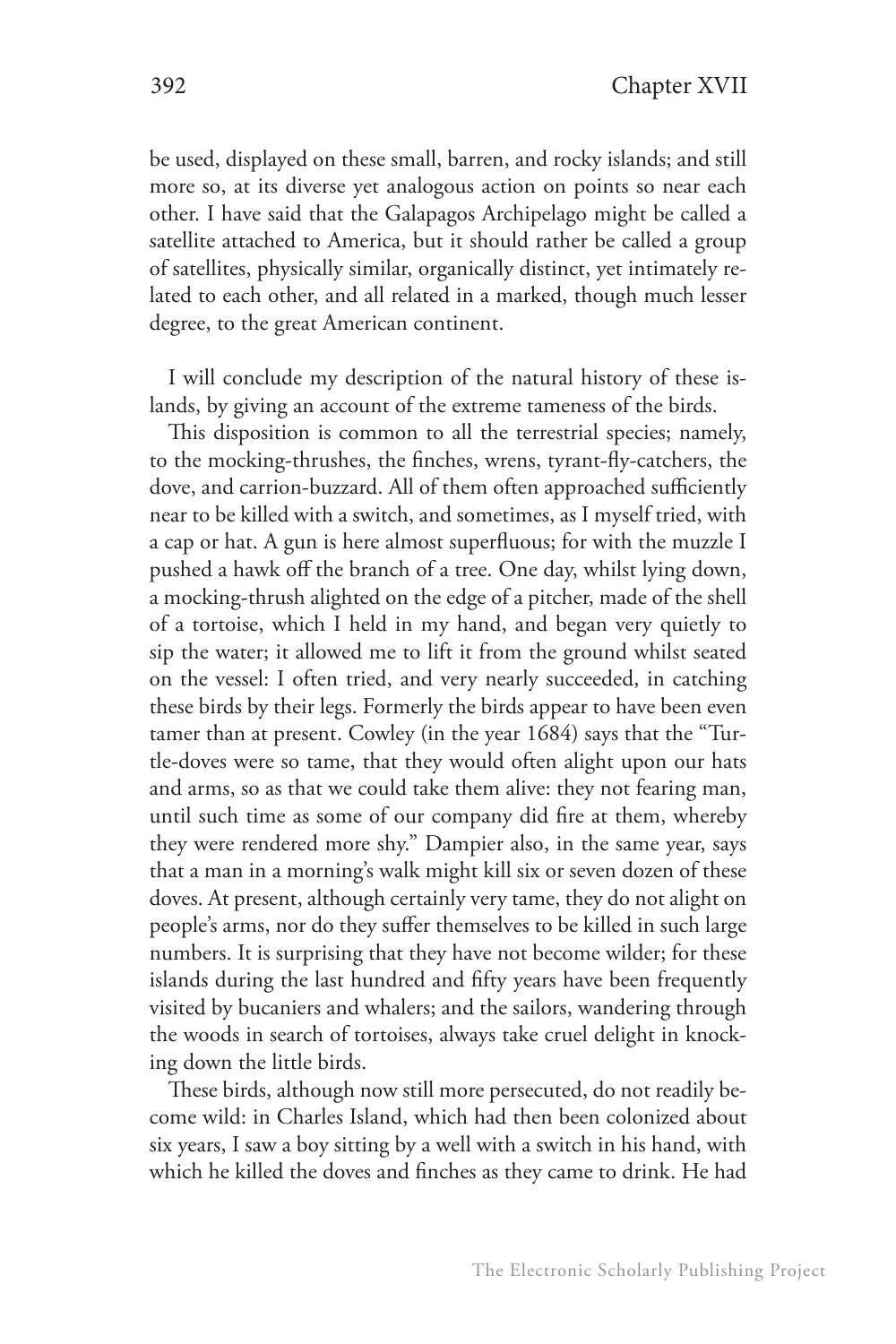be used, displayed on these small, barren, and rocky islands; and still more so, at its diverse yet analogous action on points so near each other. I have said that the Galapagos Archipelago might be called a satellite attached to America, but it should rather be called a group of satellites, physically similar, organically distinct, yet intimately related to each other, and all related in a marked, though much lesser degree, to the great American continent.

I will conclude my description of the natural history of these islands, by giving an account of the extreme tameness of the birds.

This disposition is common to all the terrestrial species; namely, to the mocking-thrushes, the finches, wrens, tyrant-fly-catchers, the dove, and carrion-buzzard. All of them often approached sufficiently near to be killed with a switch, and sometimes, as I myself tried, with a cap or hat. A gun is here almost superfluous; for with the muzzle I pushed a hawk off the branch of a tree. One day, whilst lying down, a mocking-thrush alighted on the edge of a pitcher, made of the shell of a tortoise, which I held in my hand, and began very quietly to sip the water; it allowed me to lift it from the ground whilst seated on the vessel: I often tried, and very nearly succeeded, in catching these birds by their legs. Formerly the birds appear to have been even tamer than at present. Cowley (in the year 1684) says that the "Turtle-doves were so tame, that they would often alight upon our hats and arms, so as that we could take them alive: they not fearing man, until such time as some of our company did fire at them, whereby they were rendered more shy." Dampier also, in the same year, says that a man in a morning's walk might kill six or seven dozen of these doves. At present, although certainly very tame, they do not alight on people's arms, nor do they suffer themselves to be killed in such large numbers. It is surprising that they have not become wilder; for these islands during the last hundred and fifty years have been frequently visited by bucaniers and whalers; and the sailors, wandering through the woods in search of tortoises, always take cruel delight in knocking down the little birds.

These birds, although now still more persecuted, do not readily become wild: in Charles Island, which had then been colonized about six years, I saw a boy sitting by a well with a switch in his hand, with which he killed the doves and finches as they came to drink. He had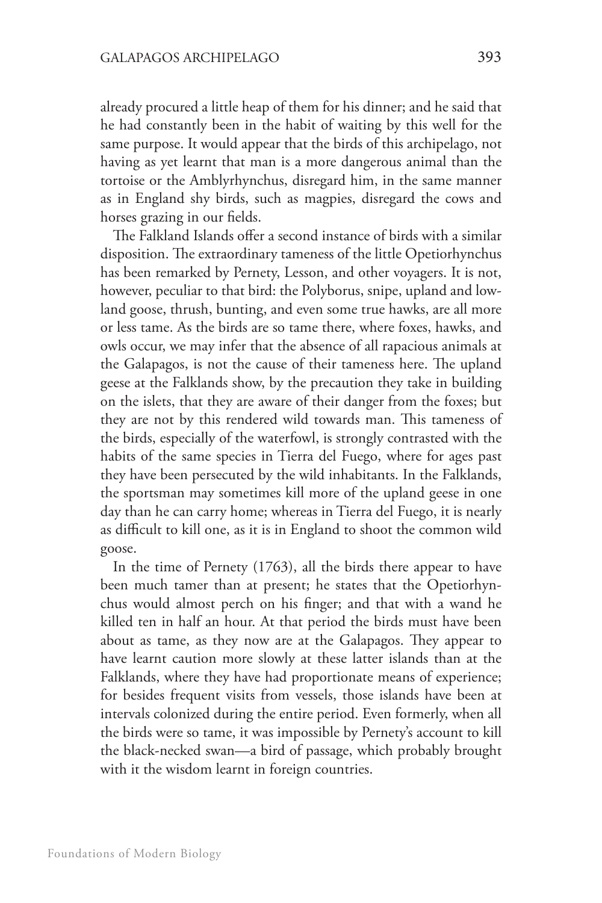already procured a little heap of them for his dinner; and he said that he had constantly been in the habit of waiting by this well for the same purpose. It would appear that the birds of this archipelago, not having as yet learnt that man is a more dangerous animal than the tortoise or the Amblyrhynchus, disregard him, in the same manner as in England shy birds, such as magpies, disregard the cows and horses grazing in our fields.

The Falkland Islands offer a second instance of birds with a similar disposition. The extraordinary tameness of the little Opetiorhynchus has been remarked by Pernety, Lesson, and other voyagers. It is not, however, peculiar to that bird: the Polyborus, snipe, upland and lowland goose, thrush, bunting, and even some true hawks, are all more or less tame. As the birds are so tame there, where foxes, hawks, and owls occur, we may infer that the absence of all rapacious animals at the Galapagos, is not the cause of their tameness here. The upland geese at the Falklands show, by the precaution they take in building on the islets, that they are aware of their danger from the foxes; but they are not by this rendered wild towards man. This tameness of the birds, especially of the waterfowl, is strongly contrasted with the habits of the same species in Tierra del Fuego, where for ages past they have been persecuted by the wild inhabitants. In the Falklands, the sportsman may sometimes kill more of the upland geese in one day than he can carry home; whereas in Tierra del Fuego, it is nearly as difficult to kill one, as it is in England to shoot the common wild goose.

In the time of Pernety (1763), all the birds there appear to have been much tamer than at present; he states that the Opetiorhynchus would almost perch on his finger; and that with a wand he killed ten in half an hour. At that period the birds must have been about as tame, as they now are at the Galapagos. They appear to have learnt caution more slowly at these latter islands than at the Falklands, where they have had proportionate means of experience; for besides frequent visits from vessels, those islands have been at intervals colonized during the entire period. Even formerly, when all the birds were so tame, it was impossible by Pernety's account to kill the black-necked swan—a bird of passage, which probably brought with it the wisdom learnt in foreign countries.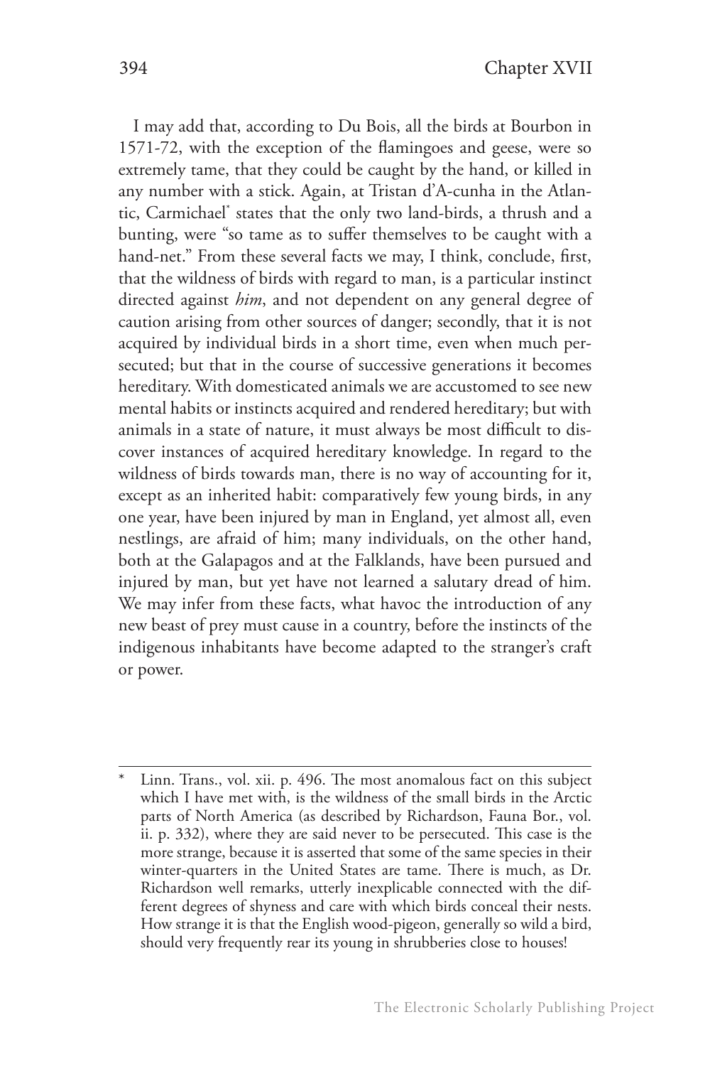I may add that, according to Du Bois, all the birds at Bourbon in 1571-72, with the exception of the flamingoes and geese, were so extremely tame, that they could be caught by the hand, or killed in any number with a stick. Again, at Tristan d'A-cunha in the Atlantic, Carmichael* states that the only two land-birds, a thrush and a bunting, were "so tame as to suffer themselves to be caught with a hand-net." From these several facts we may, I think, conclude, first, that the wildness of birds with regard to man, is a particular instinct directed against *him*, and not dependent on any general degree of caution arising from other sources of danger; secondly, that it is not acquired by individual birds in a short time, even when much persecuted; but that in the course of successive generations it becomes hereditary. With domesticated animals we are accustomed to see new mental habits or instincts acquired and rendered hereditary; but with animals in a state of nature, it must always be most difficult to discover instances of acquired hereditary knowledge. In regard to the wildness of birds towards man, there is no way of accounting for it, except as an inherited habit: comparatively few young birds, in any one year, have been injured by man in England, yet almost all, even nestlings, are afraid of him; many individuals, on the other hand, both at the Galapagos and at the Falklands, have been pursued and injured by man, but yet have not learned a salutary dread of him. We may infer from these facts, what havoc the introduction of any new beast of prey must cause in a country, before the instincts of the indigenous inhabitants have become adapted to the stranger's craft or power.

---

\* Linn. Trans., vol. xii. p. 496. The most anomalous fact on this subject which I have met with, is the wildness of the small birds in the Arctic parts of North America (as described by Richardson, Fauna Bor., vol. ii. p. 332), where they are said never to be persecuted. This case is the more strange, because it is asserted that some of the same species in their winter-quarters in the United States are tame. There is much, as Dr. Richardson well remarks, utterly inexplicable connected with the different degrees of shyness and care with which birds conceal their nests. How strange it is that the English wood-pigeon, generally so wild a bird, should very frequently rear its young in shrubberies close to houses!